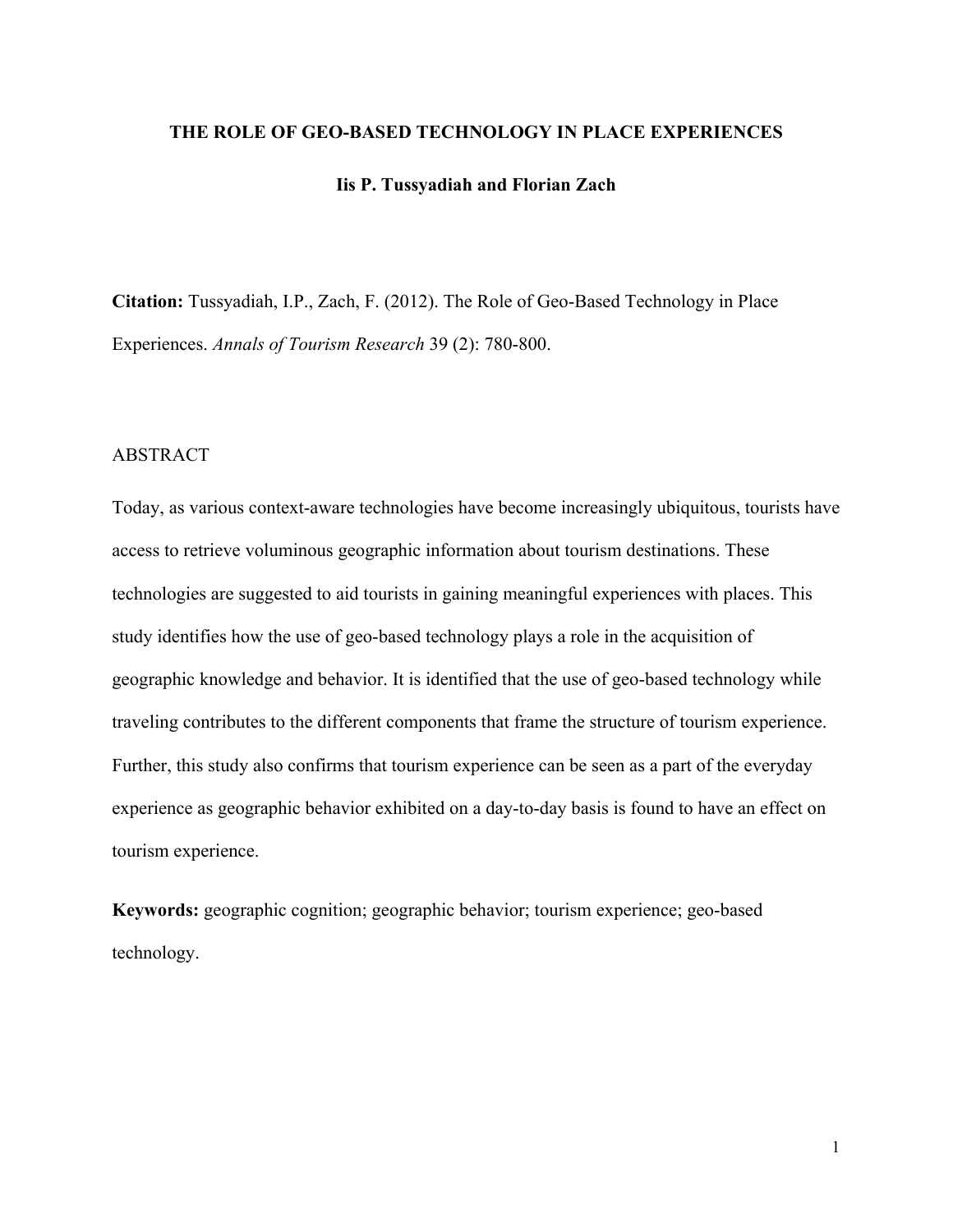# THE ROLE OF GEO-BASED TECHNOLOGY IN PLACE EXPERIENCES

**Iis P. Tussyadiah and Florian Zach**

**Citation:** Tussyadiah, I.P., Zach, F. (2012). The Role of Geo-Based Technology in Place Experiences. *Annals of Tourism Research* 39 (2): 780-800.

## ABSTRACT

Today, as various context-aware technologies have become increasingly ubiquitous, tourists have access to retrieve voluminous geographic information about tourism destinations. These technologies are suggested to aid tourists in gaining meaningful experiences with places. This study identifies how the use of geo-based technology plays a role in the acquisition of geographic knowledge and behavior. It is identified that the use of geo-based technology while traveling contributes to the different components that frame the structure of tourism experience. Further, this study also confirms that tourism experience can be seen as a part of the everyday experience as geographic behavior exhibited on a day-to-day basis is found to have an effect on tourism experience.

**Keywords:** geographic cognition; geographic behavior; tourism experience; geo-based technology.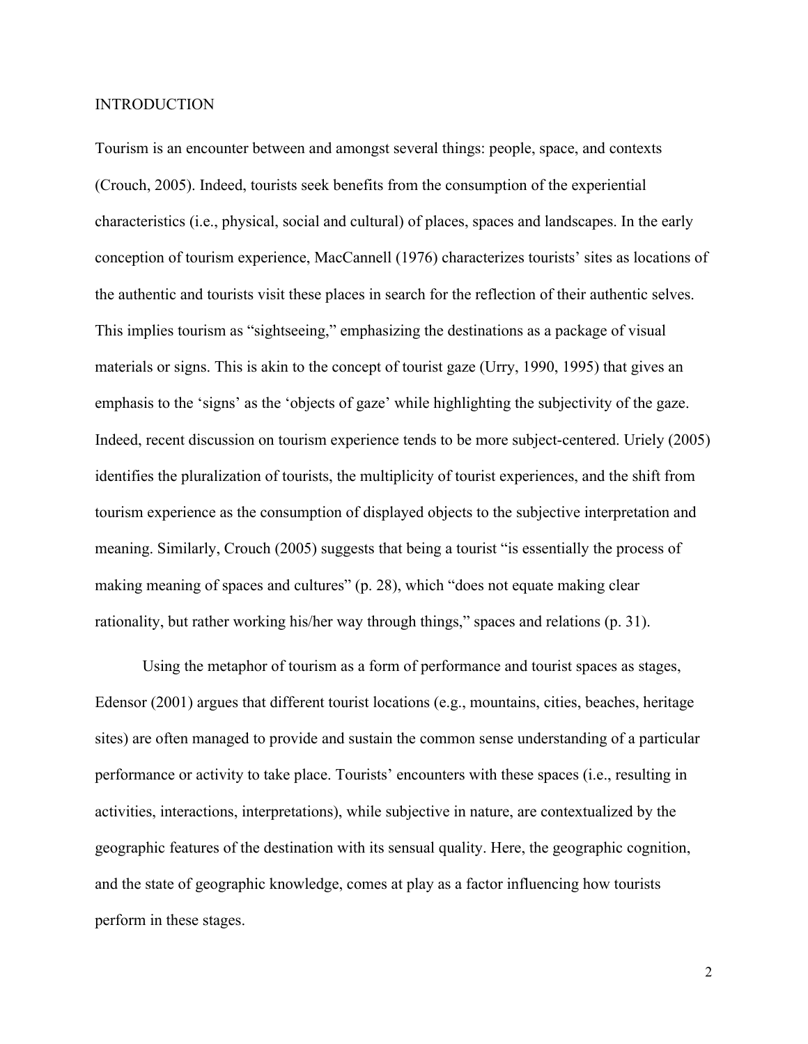## INTRODUCTION

Tourism is an encounter between and amongst several things: people, space, and contexts (Crouch, 2005). Indeed, tourists seek benefits from the consumption of the experiential characteristics (i.e., physical, social and cultural) of places, spaces and landscapes. In the early conception of tourism experience, MacCannell (1976) characterizes tourists' sites as locations of the authentic and tourists visit these places in search for the reflection of their authentic selves. This implies tourism as "sightseeing," emphasizing the destinations as a package of visual materials or signs. This is akin to the concept of tourist gaze (Urry, 1990, 1995) that gives an emphasis to the 'signs' as the 'objects of gaze' while highlighting the subjectivity of the gaze. Indeed, recent discussion on tourism experience tends to be more subject-centered. Uriely (2005) identifies the pluralization of tourists, the multiplicity of tourist experiences, and the shift from tourism experience as the consumption of displayed objects to the subjective interpretation and meaning. Similarly, Crouch (2005) suggests that being a tourist "is essentially the process of making meaning of spaces and cultures" (p. 28), which "does not equate making clear rationality, but rather working his/her way through things," spaces and relations (p. 31).

Using the metaphor of tourism as a form of performance and tourist spaces as stages, Edensor (2001) argues that different tourist locations (e.g., mountains, cities, beaches, heritage sites) are often managed to provide and sustain the common sense understanding of a particular performance or activity to take place. Tourists' encounters with these spaces (i.e., resulting in activities, interactions, interpretations), while subjective in nature, are contextualized by the geographic features of the destination with its sensual quality. Here, the geographic cognition, and the state of geographic knowledge, comes at play as a factor influencing how tourists perform in these stages.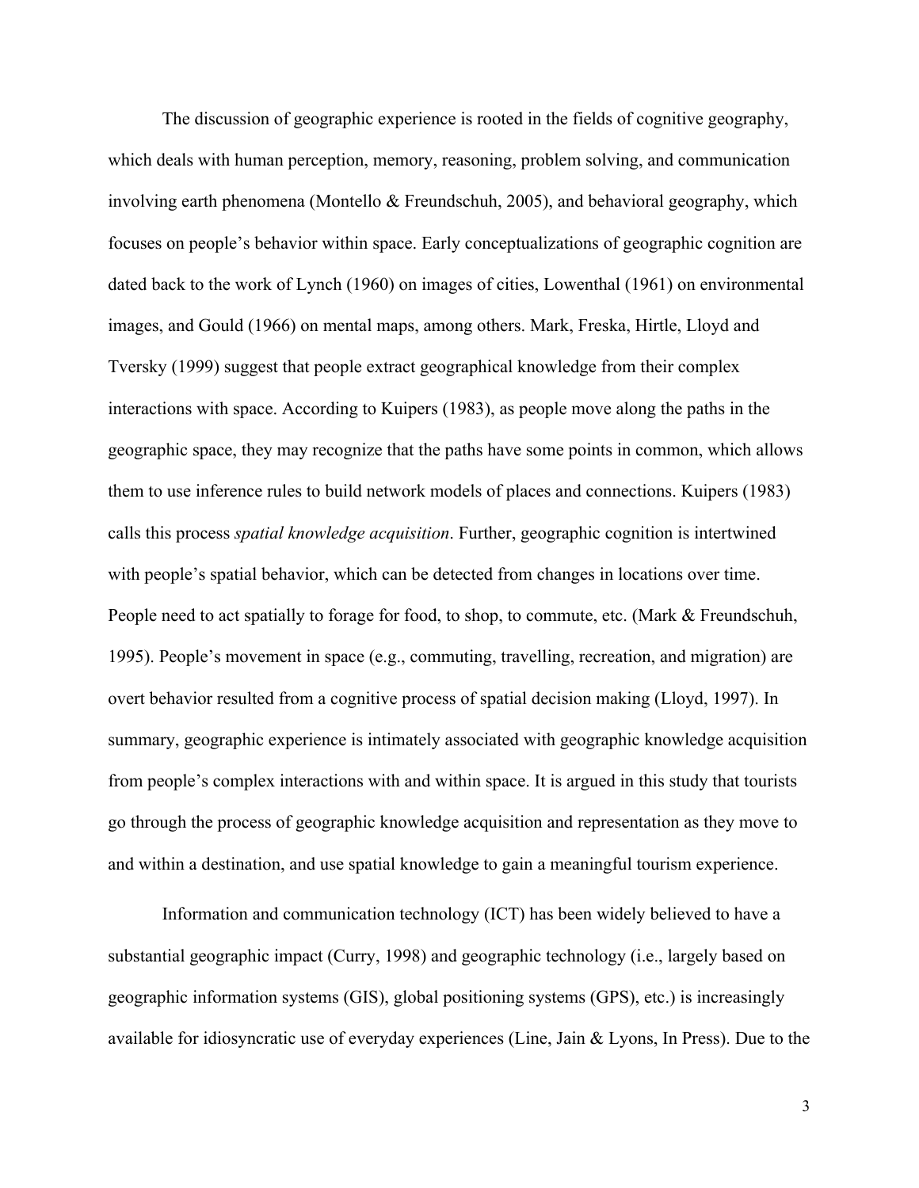The discussion of geographic experience is rooted in the fields of cognitive geography, which deals with human perception, memory, reasoning, problem solving, and communication involving earth phenomena (Montello & Freundschuh, 2005), and behavioral geography, which focuses on people's behavior within space. Early conceptualizations of geographic cognition are dated back to the work of Lynch (1960) on images of cities, Lowenthal (1961) on environmental images, and Gould (1966) on mental maps, among others. Mark, Freska, Hirtle, Lloyd and Tversky (1999) suggest that people extract geographical knowledge from their complex interactions with space. According to Kuipers (1983), as people move along the paths in the geographic space, they may recognize that the paths have some points in common, which allows them to use inference rules to build network models of places and connections. Kuipers (1983) calls this process *spatial knowledge acquisition*. Further, geographic cognition is intertwined with people's spatial behavior, which can be detected from changes in locations over time. People need to act spatially to forage for food, to shop, to commute, etc. (Mark & Freundschuh, 1995). People's movement in space (e.g., commuting, travelling, recreation, and migration) are overt behavior resulted from a cognitive process of spatial decision making (Lloyd, 1997). In summary, geographic experience is intimately associated with geographic knowledge acquisition from people's complex interactions with and within space. It is argued in this study that tourists go through the process of geographic knowledge acquisition and representation as they move to and within a destination, and use spatial knowledge to gain a meaningful tourism experience.

Information and communication technology (ICT) has been widely believed to have a substantial geographic impact (Curry, 1998) and geographic technology (i.e., largely based on geographic information systems (GIS), global positioning systems (GPS), etc.) is increasingly available for idiosyncratic use of everyday experiences (Line, Jain & Lyons, In Press). Due to the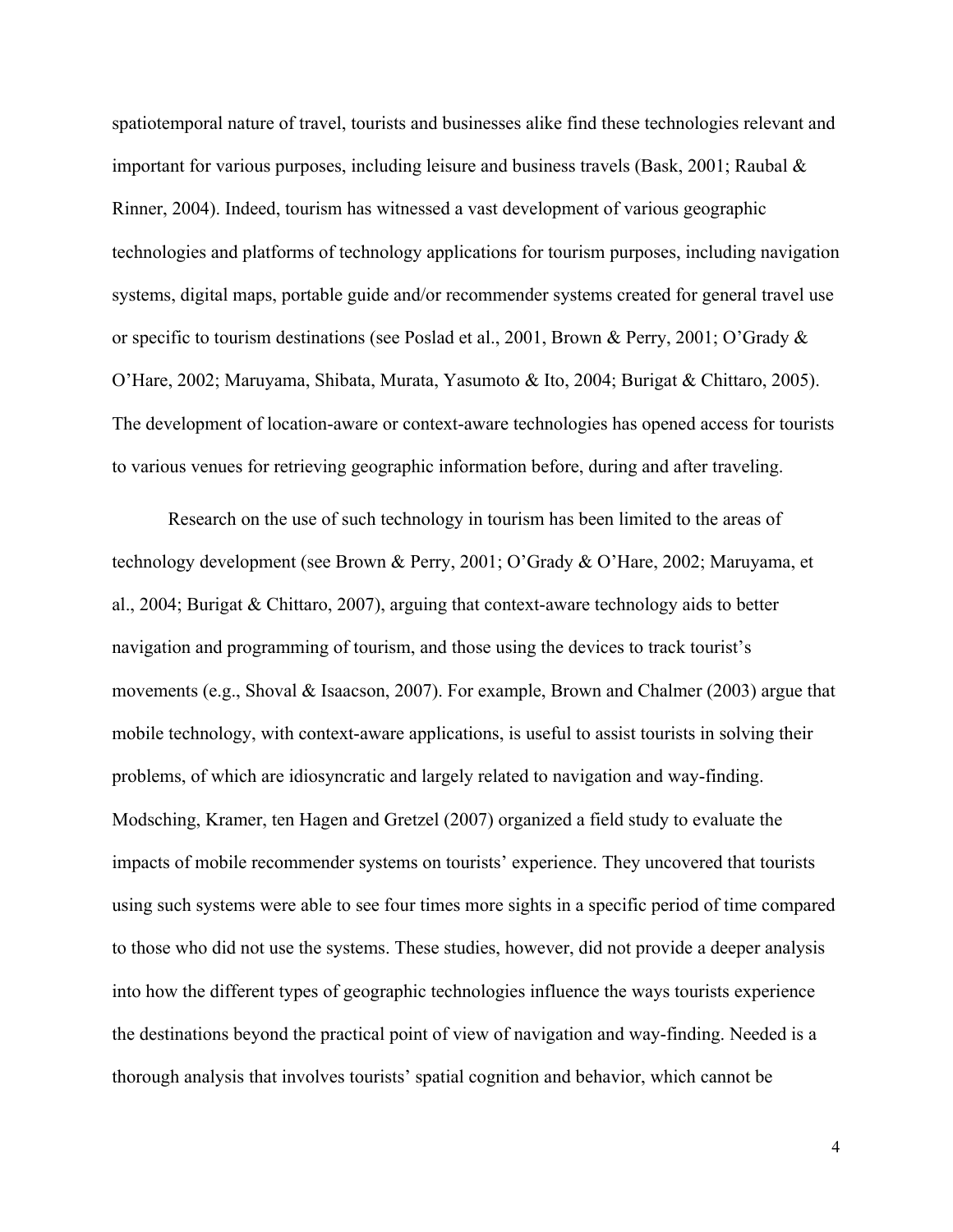spatiotemporal nature of travel, tourists and businesses alike find these technologies relevant and important for various purposes, including leisure and business travels (Bask, 2001; Raubal & Rinner, 2004). Indeed, tourism has witnessed a vast development of various geographic technologies and platforms of technology applications for tourism purposes, including navigation systems, digital maps, portable guide and/or recommender systems created for general travel use or specific to tourism destinations (see Poslad et al., 2001, Brown & Perry, 2001; O'Grady & O'Hare, 2002; Maruyama, Shibata, Murata, Yasumoto & Ito, 2004; Burigat & Chittaro, 2005). The development of location-aware or context-aware technologies has opened access for tourists to various venues for retrieving geographic information before, during and after traveling.

Research on the use of such technology in tourism has been limited to the areas of technology development (see Brown & Perry, 2001; O'Grady & O'Hare, 2002; Maruyama, et al., 2004; Burigat & Chittaro, 2007), arguing that context-aware technology aids to better navigation and programming of tourism, and those using the devices to track tourist's movements (e.g., Shoval & Isaacson, 2007). For example, Brown and Chalmer (2003) argue that mobile technology, with context-aware applications, is useful to assist tourists in solving their problems, of which are idiosyncratic and largely related to navigation and way-finding. Modsching, Kramer, ten Hagen and Gretzel (2007) organized a field study to evaluate the impacts of mobile recommender systems on tourists' experience. They uncovered that tourists using such systems were able to see four times more sights in a specific period of time compared to those who did not use the systems. These studies, however, did not provide a deeper analysis into how the different types of geographic technologies influence the ways tourists experience the destinations beyond the practical point of view of navigation and way-finding. Needed is a thorough analysis that involves tourists' spatial cognition and behavior, which cannot be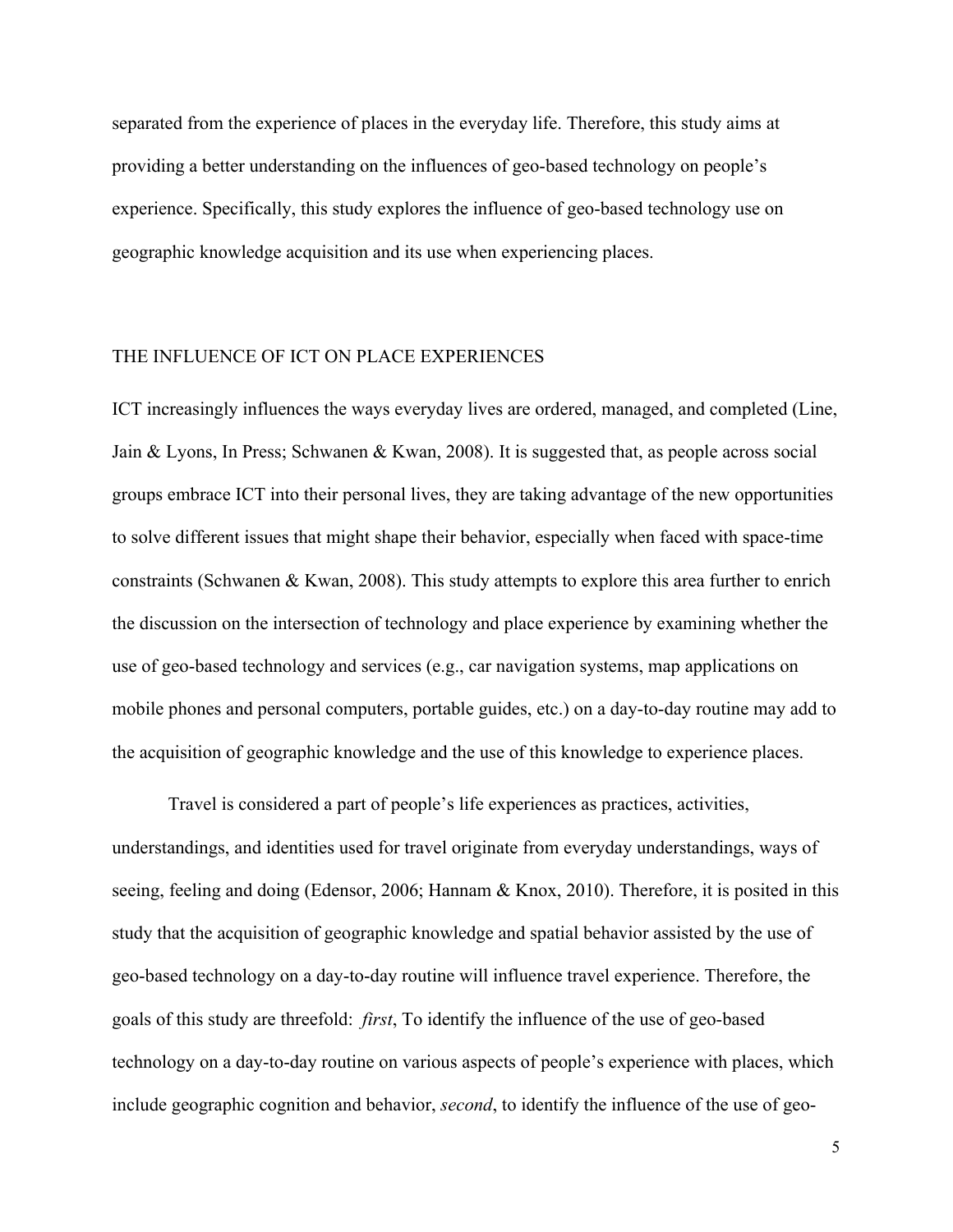separated from the experience of places in the everyday life. Therefore, this study aims at providing a better understanding on the influences of geo-based technology on people's experience. Specifically, this study explores the influence of geo-based technology use on geographic knowledge acquisition and its use when experiencing places.

## THE INFLUENCE OF ICT ON PLACE EXPERIENCES

ICT increasingly influences the ways everyday lives are ordered, managed, and completed (Line, Jain & Lyons, In Press; Schwanen & Kwan, 2008). It is suggested that, as people across social groups embrace ICT into their personal lives, they are taking advantage of the new opportunities to solve different issues that might shape their behavior, especially when faced with space-time constraints (Schwanen & Kwan, 2008). This study attempts to explore this area further to enrich the discussion on the intersection of technology and place experience by examining whether the use of geo-based technology and services (e.g., car navigation systems, map applications on mobile phones and personal computers, portable guides, etc.) on a day-to-day routine may add to the acquisition of geographic knowledge and the use of this knowledge to experience places.

Travel is considered a part of people's life experiences as practices, activities, understandings, and identities used for travel originate from everyday understandings, ways of seeing, feeling and doing (Edensor, 2006; Hannam & Knox, 2010). Therefore, it is posited in this study that the acquisition of geographic knowledge and spatial behavior assisted by the use of geo-based technology on a day-to-day routine will influence travel experience. Therefore, the goals of this study are threefold: *first*, To identify the influence of the use of geo-based technology on a day-to-day routine on various aspects of people's experience with places, which include geographic cognition and behavior, *second*, to identify the influence of the use of geo-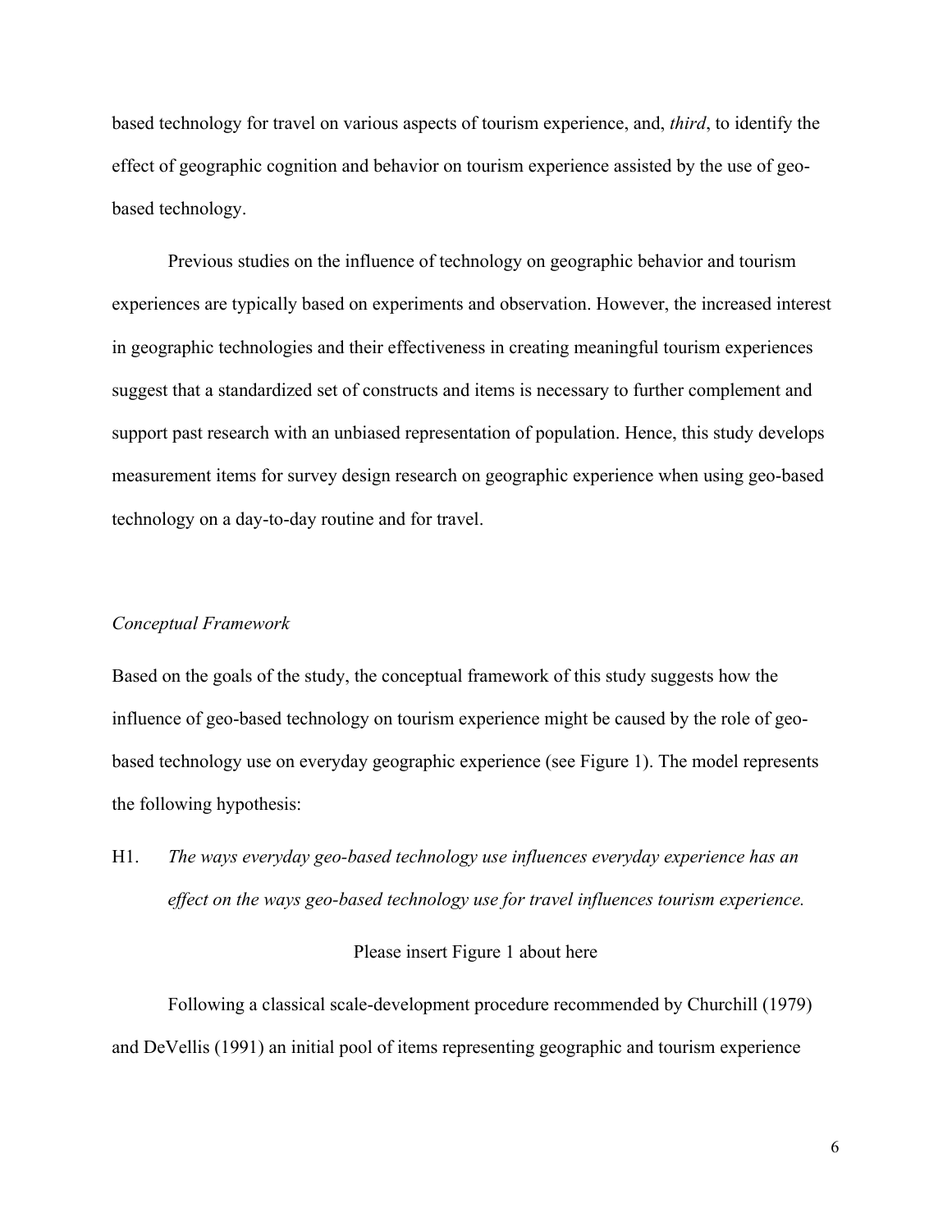based technology for travel on various aspects of tourism experience, and, *third*, to identify the effect of geographic cognition and behavior on tourism experience assisted by the use of geo-based technology.

Previous studies on the influence of technology on geographic behavior and tourism experiences are typically based on experiments and observation. However, the increased interest in geographic technologies and their effectiveness in creating meaningful tourism experiences suggest that a standardized set of constructs and items is necessary to further complement and support past research with an unbiased representation of population. Hence, this study develops measurement items for survey design research on geographic experience when using geo-based technology on a day-to-day routine and for travel.

### *Conceptual Framework*

Based on the goals of the study, the conceptual framework of this study suggests how the influence of geo-based technology on tourism experience might be caused by the role of geo-based technology use on everyday geographic experience (see Figure 1). The model represents the following hypothesis:

H1. *The ways everyday geo-based technology use influences everyday experience has an effect on the ways geo-based technology use for travel influences tourism experience.*

Please insert Figure 1 about here

Following a classical scale-development procedure recommended by Churchill (1979) and DeVellis (1991) an initial pool of items representing geographic and tourism experience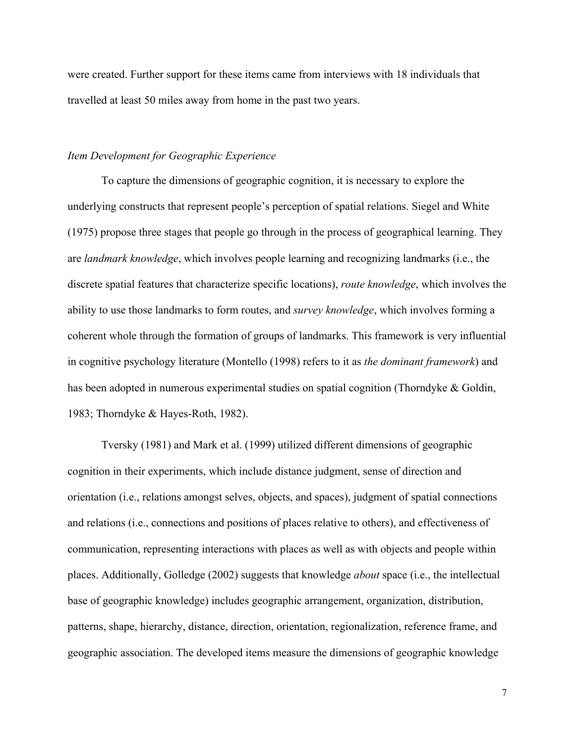were created. Further support for these items came from interviews with 18 individuals that travelled at least 50 miles away from home in the past two years.

*Item Development for Geographic Experience*

To capture the dimensions of geographic cognition, it is necessary to explore the underlying constructs that represent people's perception of spatial relations. Siegel and White (1975) propose three stages that people go through in the process of geographical learning. They are *landmark knowledge*, which involves people learning and recognizing landmarks (i.e., the discrete spatial features that characterize specific locations), *route knowledge*, which involves the ability to use those landmarks to form routes, and *survey knowledge*, which involves forming a coherent whole through the formation of groups of landmarks. This framework is very influential in cognitive psychology literature (Montello (1998) refers to it as *the dominant framework*) and has been adopted in numerous experimental studies on spatial cognition (Thorndyke & Goldin, 1983; Thorndyke & Hayes-Roth, 1982).

Tversky (1981) and Mark et al. (1999) utilized different dimensions of geographic cognition in their experiments, which include distance judgment, sense of direction and orientation (i.e., relations amongst selves, objects, and spaces), judgment of spatial connections and relations (i.e., connections and positions of places relative to others), and effectiveness of communication, representing interactions with places as well as with objects and people within places. Additionally, Golledge (2002) suggests that knowledge *about* space (i.e., the intellectual base of geographic knowledge) includes geographic arrangement, organization, distribution, patterns, shape, hierarchy, distance, direction, orientation, regionalization, reference frame, and geographic association. The developed items measure the dimensions of geographic knowledge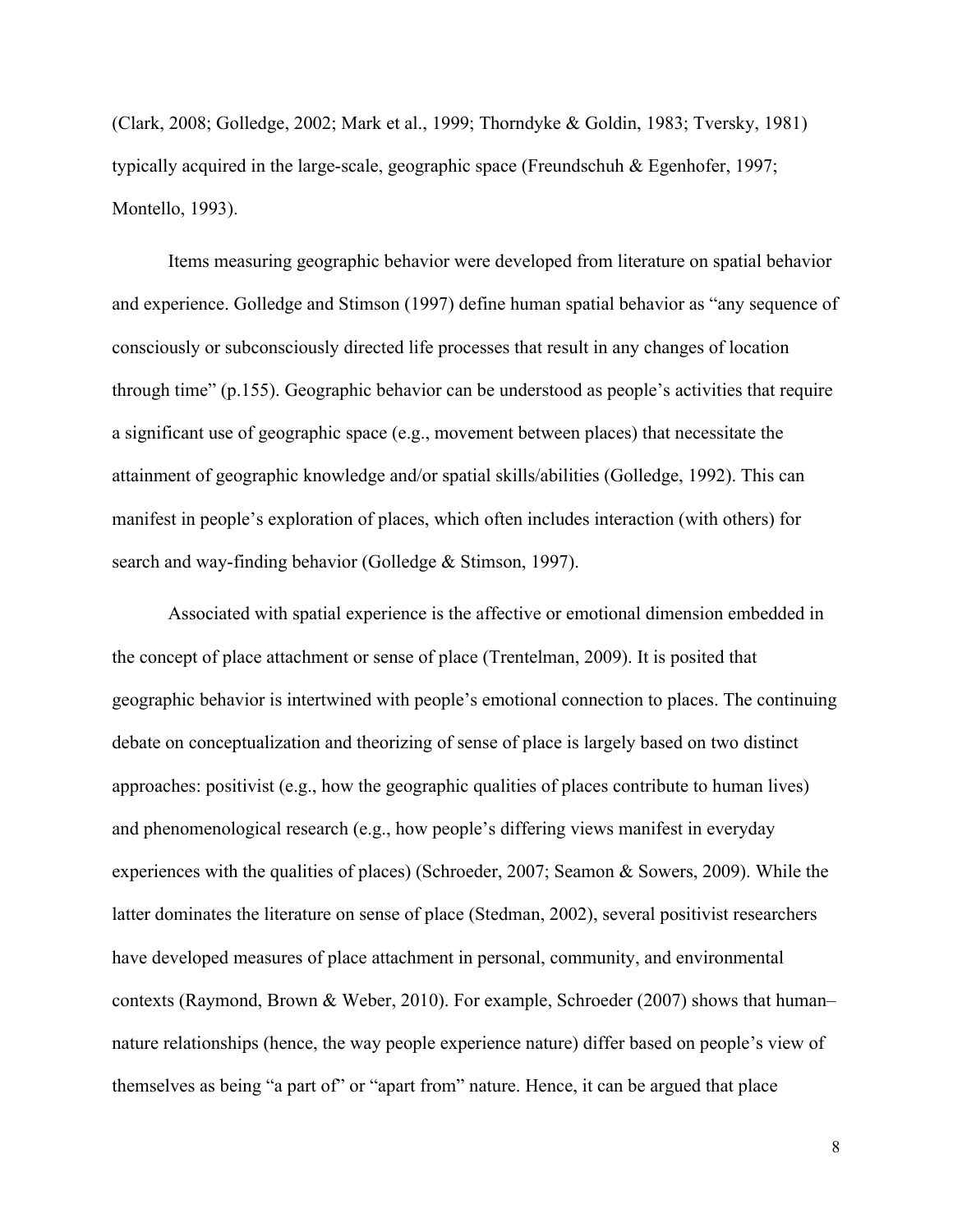(Clark, 2008; Golledge, 2002; Mark et al., 1999; Thorndyke & Goldin, 1983; Tversky, 1981) typically acquired in the large-scale, geographic space (Freundschuh & Egenhofer, 1997; Montello, 1993).

Items measuring geographic behavior were developed from literature on spatial behavior and experience. Golledge and Stimson (1997) define human spatial behavior as "any sequence of consciously or subconsciously directed life processes that result in any changes of location through time" (p.155). Geographic behavior can be understood as people's activities that require a significant use of geographic space (e.g., movement between places) that necessitate the attainment of geographic knowledge and/or spatial skills/abilities (Golledge, 1992). This can manifest in people's exploration of places, which often includes interaction (with others) for search and way-finding behavior (Golledge & Stimson, 1997).

Associated with spatial experience is the affective or emotional dimension embedded in the concept of place attachment or sense of place (Trentelman, 2009). It is posited that geographic behavior is intertwined with people's emotional connection to places. The continuing debate on conceptualization and theorizing of sense of place is largely based on two distinct approaches: positivist (e.g., how the geographic qualities of places contribute to human lives) and phenomenological research (e.g., how people's differing views manifest in everyday experiences with the qualities of places) (Schroeder, 2007; Seamon & Sowers, 2009). While the latter dominates the literature on sense of place (Stedman, 2002), several positivist researchers have developed measures of place attachment in personal, community, and environmental contexts (Raymond, Brown & Weber, 2010). For example, Schroeder (2007) shows that human–nature relationships (hence, the way people experience nature) differ based on people's view of themselves as being "a part of" or "apart from" nature. Hence, it can be argued that place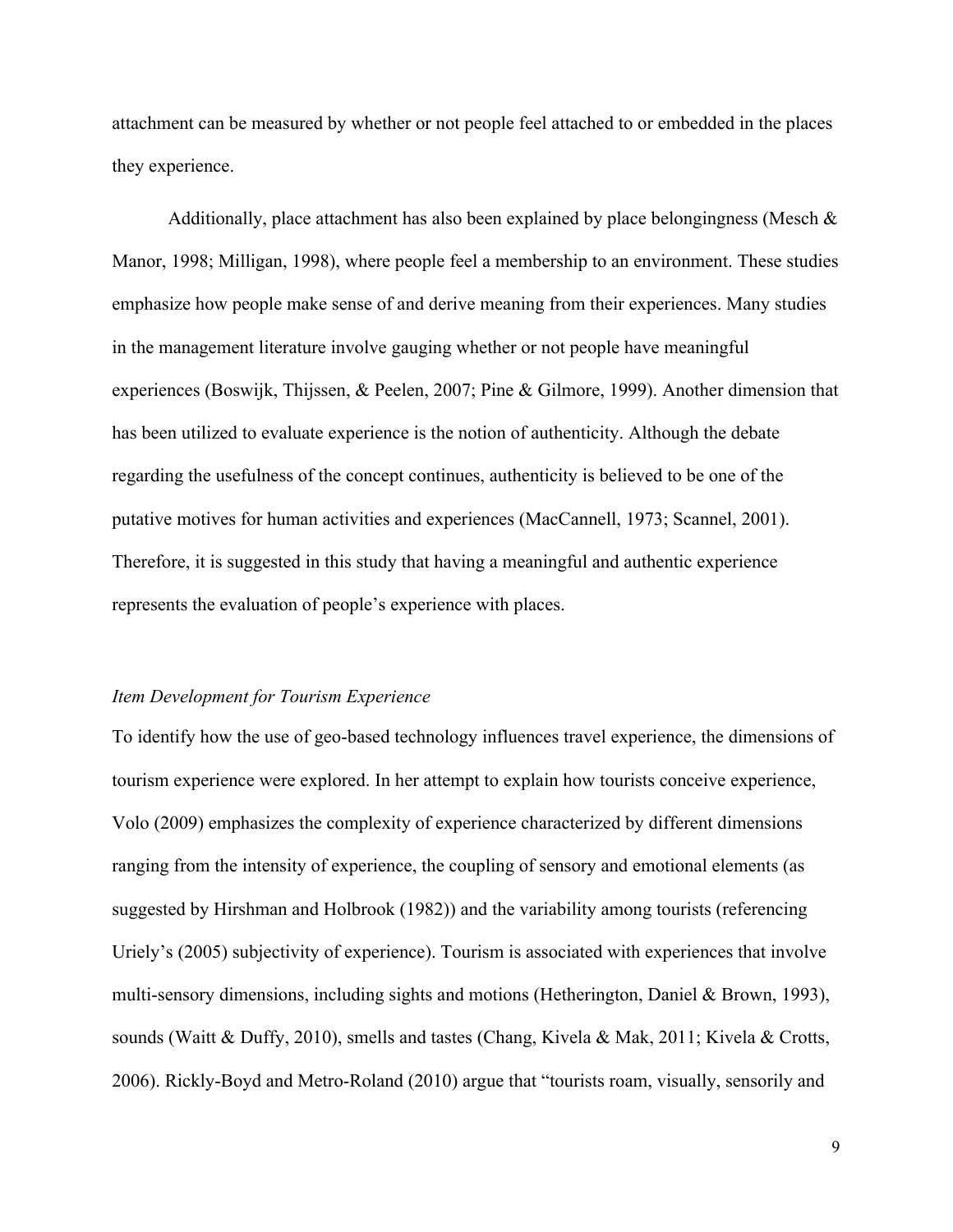attachment can be measured by whether or not people feel attached to or embedded in the places they experience.

Additionally, place attachment has also been explained by place belongingness (Mesch & Manor, 1998; Milligan, 1998), where people feel a membership to an environment. These studies emphasize how people make sense of and derive meaning from their experiences. Many studies in the management literature involve gauging whether or not people have meaningful experiences (Boswijk, Thijssen, & Peelen, 2007; Pine & Gilmore, 1999). Another dimension that has been utilized to evaluate experience is the notion of authenticity. Although the debate regarding the usefulness of the concept continues, authenticity is believed to be one of the putative motives for human activities and experiences (MacCannell, 1973; Scannel, 2001). Therefore, it is suggested in this study that having a meaningful and authentic experience represents the evaluation of people's experience with places.

*Item Development for Tourism Experience*

To identify how the use of geo-based technology influences travel experience, the dimensions of tourism experience were explored. In her attempt to explain how tourists conceive experience, Volo (2009) emphasizes the complexity of experience characterized by different dimensions ranging from the intensity of experience, the coupling of sensory and emotional elements (as suggested by Hirshman and Holbrook (1982)) and the variability among tourists (referencing Uriely's (2005) subjectivity of experience). Tourism is associated with experiences that involve multi-sensory dimensions, including sights and motions (Hetherington, Daniel & Brown, 1993), sounds (Waitt & Duffy, 2010), smells and tastes (Chang, Kivela & Mak, 2011; Kivela & Crotts, 2006). Rickly-Boyd and Metro-Roland (2010) argue that "tourists roam, visually, sensorily and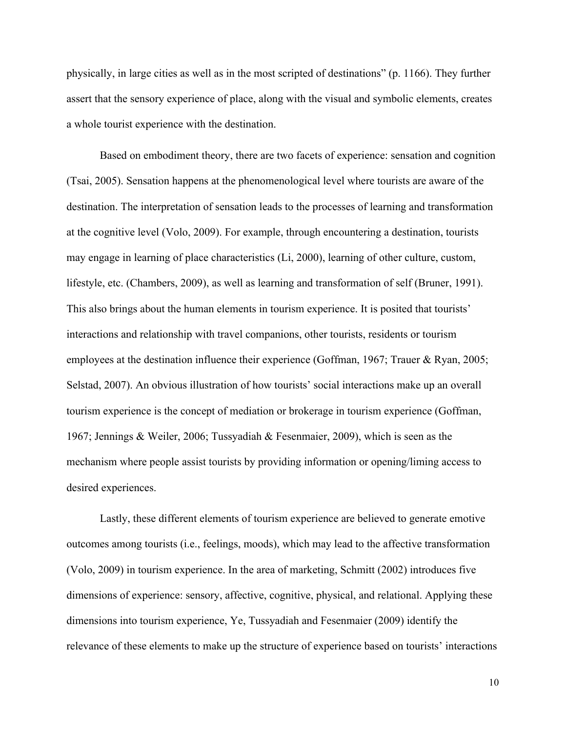physically, in large cities as well as in the most scripted of destinations" (p. 1166). They further assert that the sensory experience of place, along with the visual and symbolic elements, creates a whole tourist experience with the destination.

Based on embodiment theory, there are two facets of experience: sensation and cognition (Tsai, 2005). Sensation happens at the phenomenological level where tourists are aware of the destination. The interpretation of sensation leads to the processes of learning and transformation at the cognitive level (Volo, 2009). For example, through encountering a destination, tourists may engage in learning of place characteristics (Li, 2000), learning of other culture, custom, lifestyle, etc. (Chambers, 2009), as well as learning and transformation of self (Bruner, 1991). This also brings about the human elements in tourism experience. It is posited that tourists' interactions and relationship with travel companions, other tourists, residents or tourism employees at the destination influence their experience (Goffman, 1967; Trauer & Ryan, 2005; Selstad, 2007). An obvious illustration of how tourists' social interactions make up an overall tourism experience is the concept of mediation or brokerage in tourism experience (Goffman, 1967; Jennings & Weiler, 2006; Tussyadiah & Fesenmaier, 2009), which is seen as the mechanism where people assist tourists by providing information or opening/liming access to desired experiences.

Lastly, these different elements of tourism experience are believed to generate emotive outcomes among tourists (i.e., feelings, moods), which may lead to the affective transformation (Volo, 2009) in tourism experience. In the area of marketing, Schmitt (2002) introduces five dimensions of experience: sensory, affective, cognitive, physical, and relational. Applying these dimensions into tourism experience, Ye, Tussyadiah and Fesenmaier (2009) identify the relevance of these elements to make up the structure of experience based on tourists' interactions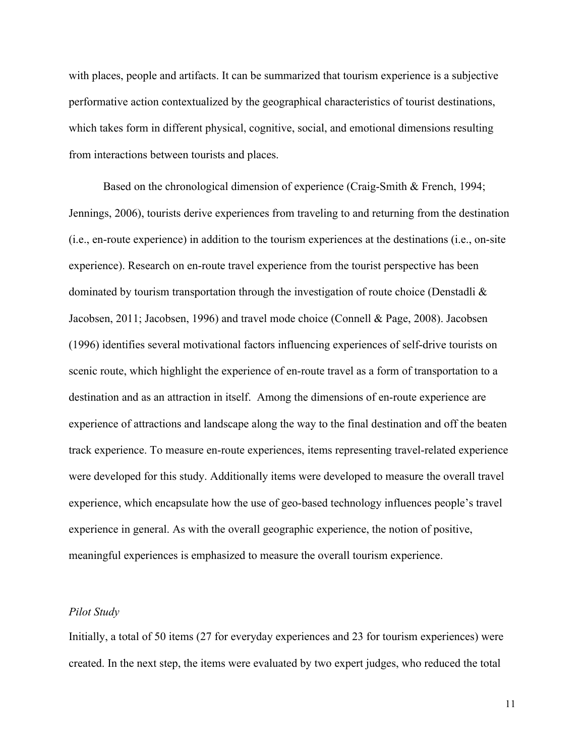with places, people and artifacts. It can be summarized that tourism experience is a subjective performative action contextualized by the geographical characteristics of tourist destinations, which takes form in different physical, cognitive, social, and emotional dimensions resulting from interactions between tourists and places.

Based on the chronological dimension of experience (Craig-Smith & French, 1994; Jennings, 2006), tourists derive experiences from traveling to and returning from the destination (i.e., en-route experience) in addition to the tourism experiences at the destinations (i.e., on-site experience). Research on en-route travel experience from the tourist perspective has been dominated by tourism transportation through the investigation of route choice (Denstadli & Jacobsen, 2011; Jacobsen, 1996) and travel mode choice (Connell & Page, 2008). Jacobsen (1996) identifies several motivational factors influencing experiences of self-drive tourists on scenic route, which highlight the experience of en-route travel as a form of transportation to a destination and as an attraction in itself. Among the dimensions of en-route experience are experience of attractions and landscape along the way to the final destination and off the beaten track experience. To measure en-route experiences, items representing travel-related experience were developed for this study. Additionally items were developed to measure the overall travel experience, which encapsulate how the use of geo-based technology influences people's travel experience in general. As with the overall geographic experience, the notion of positive, meaningful experiences is emphasized to measure the overall tourism experience.

*Pilot Study*

Initially, a total of 50 items (27 for everyday experiences and 23 for tourism experiences) were created. In the next step, the items were evaluated by two expert judges, who reduced the total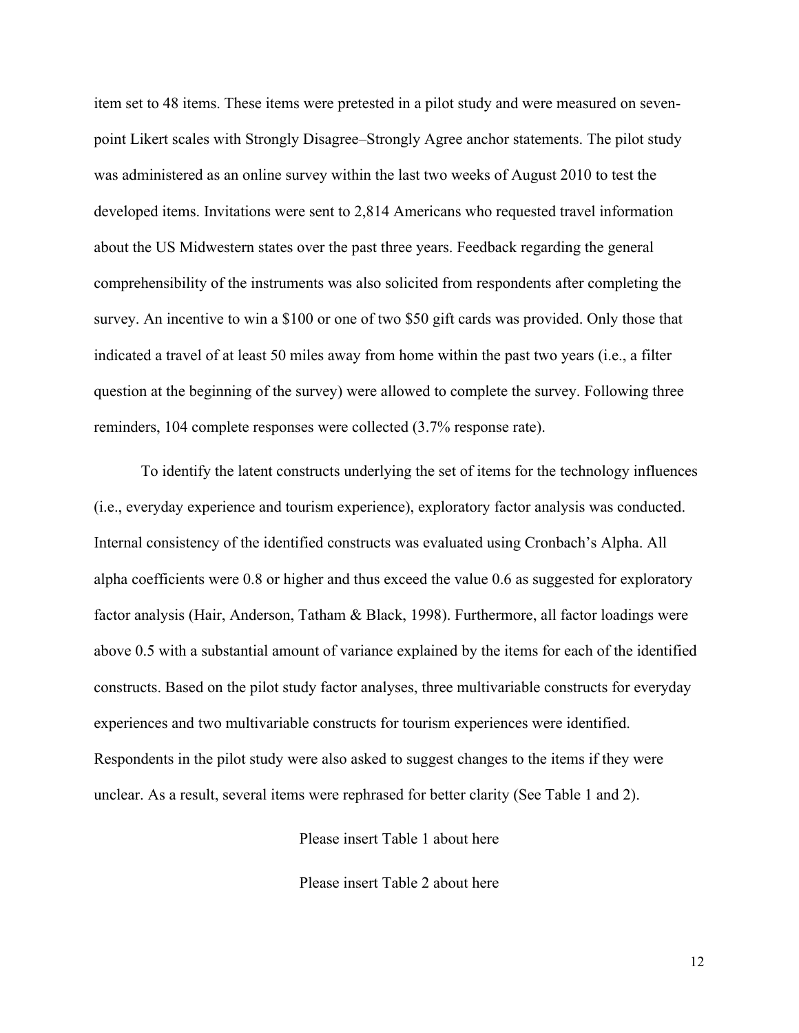item set to 48 items. These items were pretested in a pilot study and were measured on seven-point Likert scales with Strongly Disagree–Strongly Agree anchor statements. The pilot study was administered as an online survey within the last two weeks of August 2010 to test the developed items. Invitations were sent to 2,814 Americans who requested travel information about the US Midwestern states over the past three years. Feedback regarding the general comprehensibility of the instruments was also solicited from respondents after completing the survey. An incentive to win a $100 or one of two $50 gift cards was provided. Only those that indicated a travel of at least 50 miles away from home within the past two years (i.e., a filter question at the beginning of the survey) were allowed to complete the survey. Following three reminders, 104 complete responses were collected (3.7% response rate).

To identify the latent constructs underlying the set of items for the technology influences (i.e., everyday experience and tourism experience), exploratory factor analysis was conducted. Internal consistency of the identified constructs was evaluated using Cronbach's Alpha. All alpha coefficients were 0.8 or higher and thus exceed the value 0.6 as suggested for exploratory factor analysis (Hair, Anderson, Tatham & Black, 1998). Furthermore, all factor loadings were above 0.5 with a substantial amount of variance explained by the items for each of the identified constructs. Based on the pilot study factor analyses, three multivariable constructs for everyday experiences and two multivariable constructs for tourism experiences were identified. Respondents in the pilot study were also asked to suggest changes to the items if they were unclear. As a result, several items were rephrased for better clarity (See Table 1 and 2).

Please insert Table 1 about here

Please insert Table 2 about here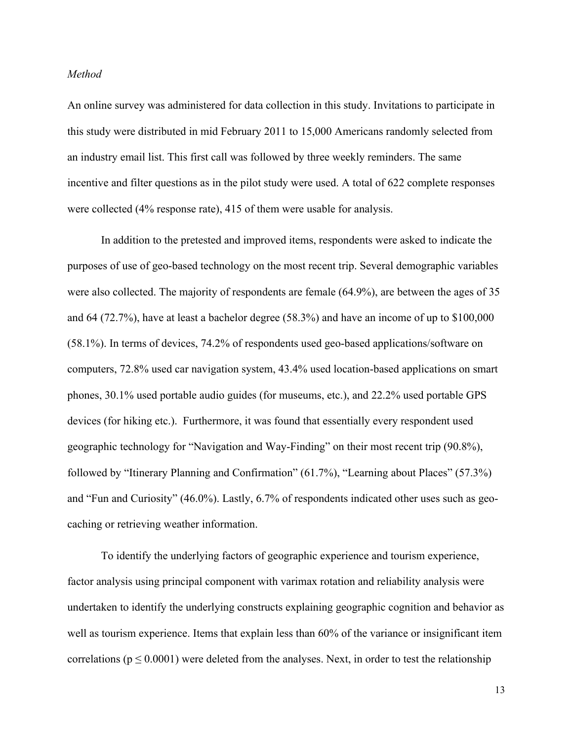*Method*

An online survey was administered for data collection in this study. Invitations to participate in this study were distributed in mid February 2011 to 15,000 Americans randomly selected from an industry email list. This first call was followed by three weekly reminders. The same incentive and filter questions as in the pilot study were used. A total of 622 complete responses were collected (4% response rate), 415 of them were usable for analysis.

In addition to the pretested and improved items, respondents were asked to indicate the purposes of use of geo-based technology on the most recent trip. Several demographic variables were also collected. The majority of respondents are female (64.9%), are between the ages of 35 and 64 (72.7%), have at least a bachelor degree (58.3%) and have an income of up to $100,000 (58.1%). In terms of devices, 74.2% of respondents used geo-based applications/software on computers, 72.8% used car navigation system, 43.4% used location-based applications on smart phones, 30.1% used portable audio guides (for museums, etc.), and 22.2% used portable GPS devices (for hiking etc.). Furthermore, it was found that essentially every respondent used geographic technology for "Navigation and Way-Finding" on their most recent trip (90.8%), followed by "Itinerary Planning and Confirmation" (61.7%), "Learning about Places" (57.3%) and "Fun and Curiosity" (46.0%). Lastly, 6.7% of respondents indicated other uses such as geo-caching or retrieving weather information.

To identify the underlying factors of geographic experience and tourism experience, factor analysis using principal component with varimax rotation and reliability analysis were undertaken to identify the underlying constructs explaining geographic cognition and behavior as well as tourism experience. Items that explain less than 60% of the variance or insignificant item correlations ($p \leq 0.0001$) were deleted from the analyses. Next, in order to test the relationship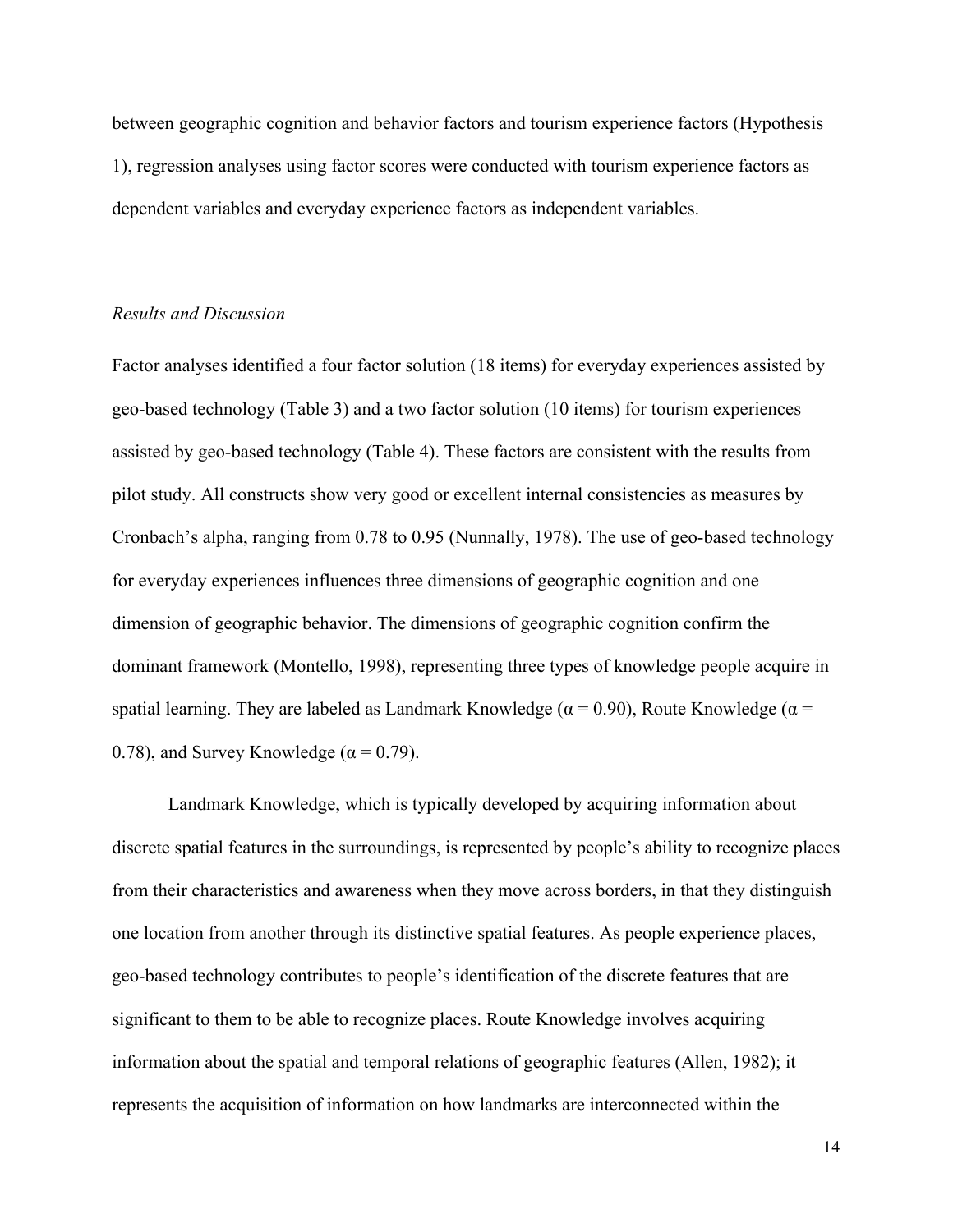between geographic cognition and behavior factors and tourism experience factors (Hypothesis 1), regression analyses using factor scores were conducted with tourism experience factors as dependent variables and everyday experience factors as independent variables.

*Results and Discussion*

Factor analyses identified a four factor solution (18 items) for everyday experiences assisted by geo-based technology (Table 3) and a two factor solution (10 items) for tourism experiences assisted by geo-based technology (Table 4). These factors are consistent with the results from pilot study. All constructs show very good or excellent internal consistencies as measures by Cronbach's alpha, ranging from 0.78 to 0.95 (Nunnally, 1978). The use of geo-based technology for everyday experiences influences three dimensions of geographic cognition and one dimension of geographic behavior. The dimensions of geographic cognition confirm the dominant framework (Montello, 1998), representing three types of knowledge people acquire in spatial learning. They are labeled as Landmark Knowledge ($\alpha = 0.90$), Route Knowledge ($\alpha = 0.78$), and Survey Knowledge ($\alpha = 0.79$).

Landmark Knowledge, which is typically developed by acquiring information about discrete spatial features in the surroundings, is represented by people's ability to recognize places from their characteristics and awareness when they move across borders, in that they distinguish one location from another through its distinctive spatial features. As people experience places, geo-based technology contributes to people's identification of the discrete features that are significant to them to be able to recognize places. Route Knowledge involves acquiring information about the spatial and temporal relations of geographic features (Allen, 1982); it represents the acquisition of information on how landmarks are interconnected within the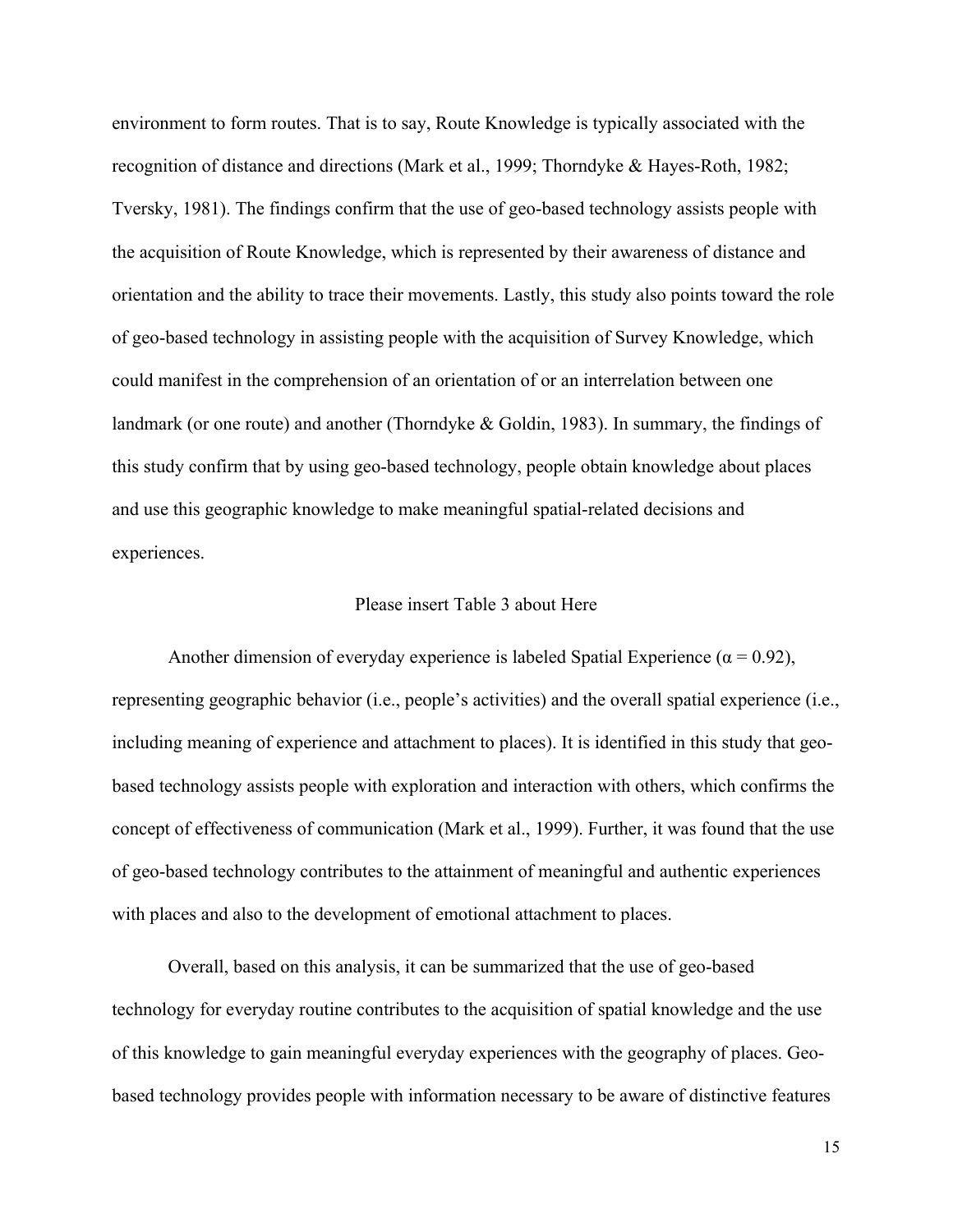environment to form routes. That is to say, Route Knowledge is typically associated with the recognition of distance and directions (Mark et al., 1999; Thorndyke & Hayes-Roth, 1982; Tversky, 1981). The findings confirm that the use of geo-based technology assists people with the acquisition of Route Knowledge, which is represented by their awareness of distance and orientation and the ability to trace their movements. Lastly, this study also points toward the role of geo-based technology in assisting people with the acquisition of Survey Knowledge, which could manifest in the comprehension of an orientation of or an interrelation between one landmark (or one route) and another (Thorndyke & Goldin, 1983). In summary, the findings of this study confirm that by using geo-based technology, people obtain knowledge about places and use this geographic knowledge to make meaningful spatial-related decisions and experiences.

Please insert Table 3 about Here

Another dimension of everyday experience is labeled Spatial Experience ($\alpha = 0.92$), representing geographic behavior (i.e., people's activities) and the overall spatial experience (i.e., including meaning of experience and attachment to places). It is identified in this study that geo-based technology assists people with exploration and interaction with others, which confirms the concept of effectiveness of communication (Mark et al., 1999). Further, it was found that the use of geo-based technology contributes to the attainment of meaningful and authentic experiences with places and also to the development of emotional attachment to places.

Overall, based on this analysis, it can be summarized that the use of geo-based technology for everyday routine contributes to the acquisition of spatial knowledge and the use of this knowledge to gain meaningful everyday experiences with the geography of places. Geo-based technology provides people with information necessary to be aware of distinctive features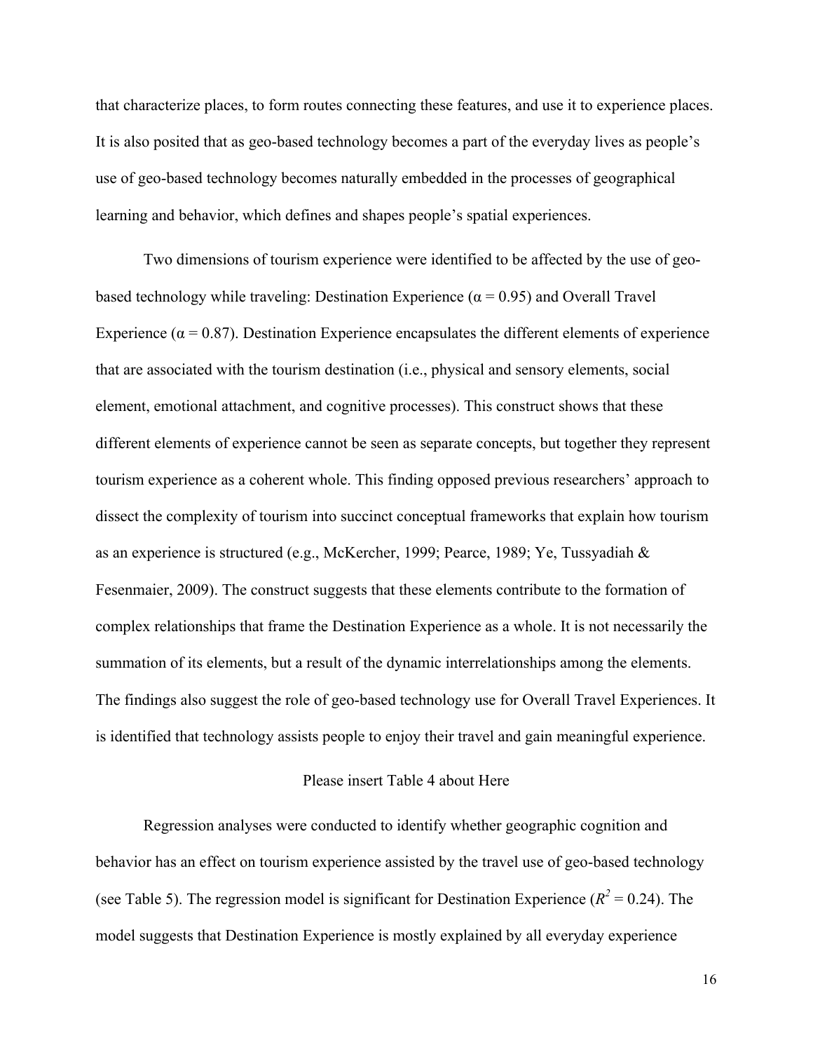that characterize places, to form routes connecting these features, and use it to experience places. It is also posited that as geo-based technology becomes a part of the everyday lives as people's use of geo-based technology becomes naturally embedded in the processes of geographical learning and behavior, which defines and shapes people's spatial experiences.

Two dimensions of tourism experience were identified to be affected by the use of geo-based technology while traveling: Destination Experience ($\alpha = 0.95$) and Overall Travel Experience ($\alpha = 0.87$). Destination Experience encapsulates the different elements of experience that are associated with the tourism destination (i.e., physical and sensory elements, social element, emotional attachment, and cognitive processes). This construct shows that these different elements of experience cannot be seen as separate concepts, but together they represent tourism experience as a coherent whole. This finding opposed previous researchers' approach to dissect the complexity of tourism into succinct conceptual frameworks that explain how tourism as an experience is structured (e.g., McKercher, 1999; Pearce, 1989; Ye, Tussyadiah & Fesenmaier, 2009). The construct suggests that these elements contribute to the formation of complex relationships that frame the Destination Experience as a whole. It is not necessarily the summation of its elements, but a result of the dynamic interrelationships among the elements. The findings also suggest the role of geo-based technology use for Overall Travel Experiences. It is identified that technology assists people to enjoy their travel and gain meaningful experience.

Please insert Table 4 about Here

Regression analyses were conducted to identify whether geographic cognition and behavior has an effect on tourism experience assisted by the travel use of geo-based technology (see Table 5). The regression model is significant for Destination Experience ($R^2 = 0.24$). The model suggests that Destination Experience is mostly explained by all everyday experience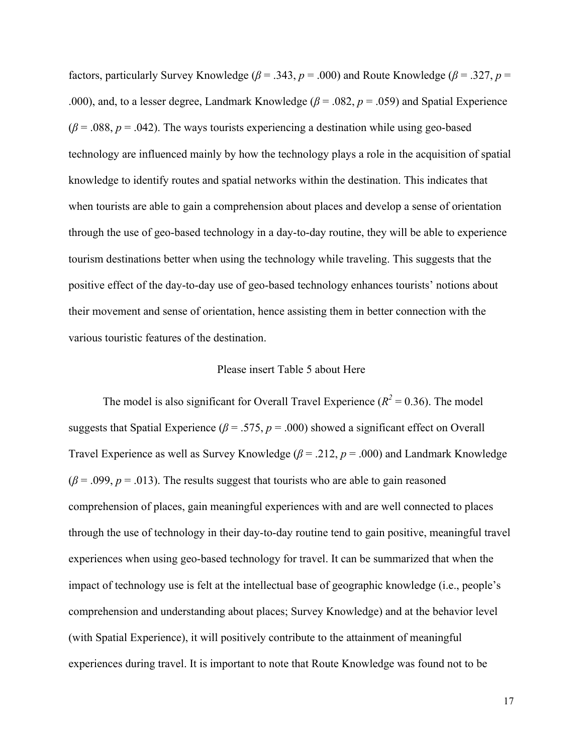factors, particularly Survey Knowledge ($\beta$ = .343, $p$ = .000) and Route Knowledge ($\beta$ = .327, $p$ = .000), and, to a lesser degree, Landmark Knowledge ($\beta$ = .082, $p$ = .059) and Spatial Experience ($\beta$ = .088, $p$ = .042). The ways tourists experiencing a destination while using geo-based technology are influenced mainly by how the technology plays a role in the acquisition of spatial knowledge to identify routes and spatial networks within the destination. This indicates that when tourists are able to gain a comprehension about places and develop a sense of orientation through the use of geo-based technology in a day-to-day routine, they will be able to experience tourism destinations better when using the technology while traveling. This suggests that the positive effect of the day-to-day use of geo-based technology enhances tourists' notions about their movement and sense of orientation, hence assisting them in better connection with the various touristic features of the destination.

Please insert Table 5 about Here

The model is also significant for Overall Travel Experience ($R^2$ = 0.36). The model suggests that Spatial Experience ($\beta$ = .575, $p$ = .000) showed a significant effect on Overall Travel Experience as well as Survey Knowledge ($\beta$ = .212, $p$ = .000) and Landmark Knowledge ($\beta$ = .099, $p$ = .013). The results suggest that tourists who are able to gain reasoned comprehension of places, gain meaningful experiences with and are well connected to places through the use of technology in their day-to-day routine tend to gain positive, meaningful travel experiences when using geo-based technology for travel. It can be summarized that when the impact of technology use is felt at the intellectual base of geographic knowledge (i.e., people's comprehension and understanding about places; Survey Knowledge) and at the behavior level (with Spatial Experience), it will positively contribute to the attainment of meaningful experiences during travel. It is important to note that Route Knowledge was found not to be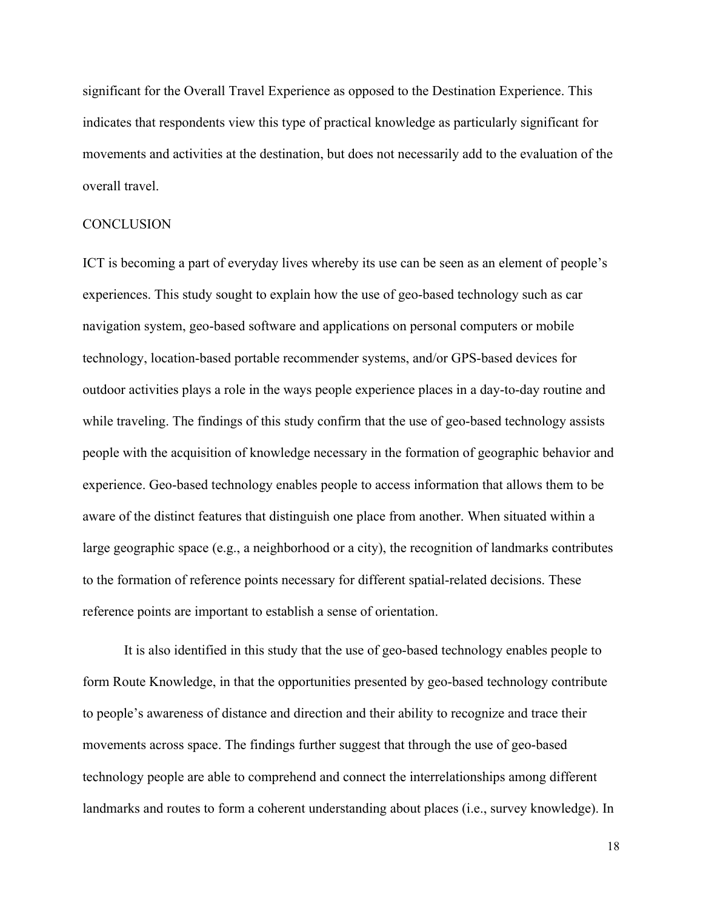significant for the Overall Travel Experience as opposed to the Destination Experience. This indicates that respondents view this type of practical knowledge as particularly significant for movements and activities at the destination, but does not necessarily add to the evaluation of the overall travel.

## CONCLUSION

ICT is becoming a part of everyday lives whereby its use can be seen as an element of people's experiences. This study sought to explain how the use of geo-based technology such as car navigation system, geo-based software and applications on personal computers or mobile technology, location-based portable recommender systems, and/or GPS-based devices for outdoor activities plays a role in the ways people experience places in a day-to-day routine and while traveling. The findings of this study confirm that the use of geo-based technology assists people with the acquisition of knowledge necessary in the formation of geographic behavior and experience. Geo-based technology enables people to access information that allows them to be aware of the distinct features that distinguish one place from another. When situated within a large geographic space (e.g., a neighborhood or a city), the recognition of landmarks contributes to the formation of reference points necessary for different spatial-related decisions. These reference points are important to establish a sense of orientation.

It is also identified in this study that the use of geo-based technology enables people to form Route Knowledge, in that the opportunities presented by geo-based technology contribute to people's awareness of distance and direction and their ability to recognize and trace their movements across space. The findings further suggest that through the use of geo-based technology people are able to comprehend and connect the interrelationships among different landmarks and routes to form a coherent understanding about places (i.e., survey knowledge). In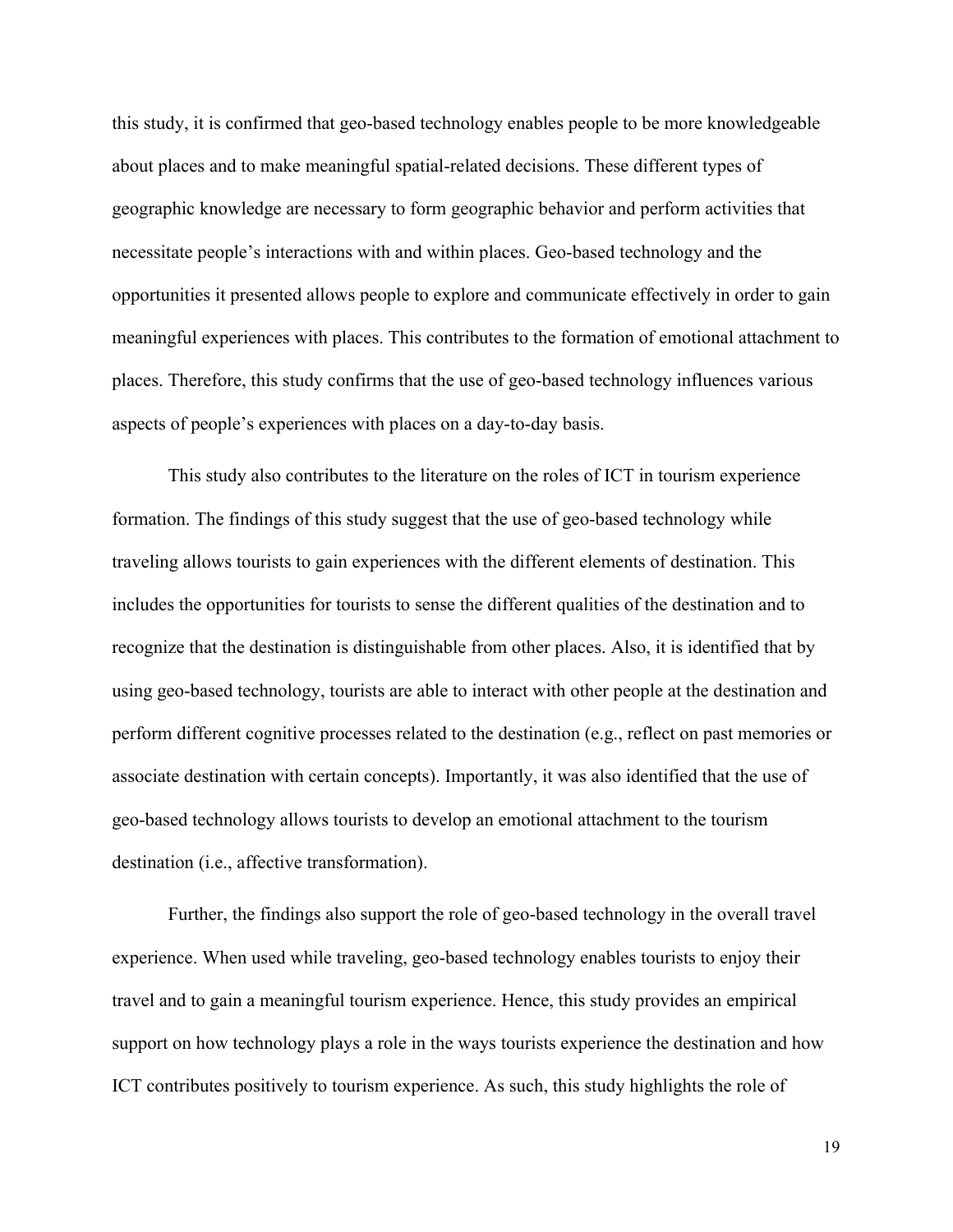this study, it is confirmed that geo-based technology enables people to be more knowledgeable about places and to make meaningful spatial-related decisions. These different types of geographic knowledge are necessary to form geographic behavior and perform activities that necessitate people's interactions with and within places. Geo-based technology and the opportunities it presented allows people to explore and communicate effectively in order to gain meaningful experiences with places. This contributes to the formation of emotional attachment to places. Therefore, this study confirms that the use of geo-based technology influences various aspects of people's experiences with places on a day-to-day basis.

This study also contributes to the literature on the roles of ICT in tourism experience formation. The findings of this study suggest that the use of geo-based technology while traveling allows tourists to gain experiences with the different elements of destination. This includes the opportunities for tourists to sense the different qualities of the destination and to recognize that the destination is distinguishable from other places. Also, it is identified that by using geo-based technology, tourists are able to interact with other people at the destination and perform different cognitive processes related to the destination (e.g., reflect on past memories or associate destination with certain concepts). Importantly, it was also identified that the use of geo-based technology allows tourists to develop an emotional attachment to the tourism destination (i.e., affective transformation).

Further, the findings also support the role of geo-based technology in the overall travel experience. When used while traveling, geo-based technology enables tourists to enjoy their travel and to gain a meaningful tourism experience. Hence, this study provides an empirical support on how technology plays a role in the ways tourists experience the destination and how ICT contributes positively to tourism experience. As such, this study highlights the role of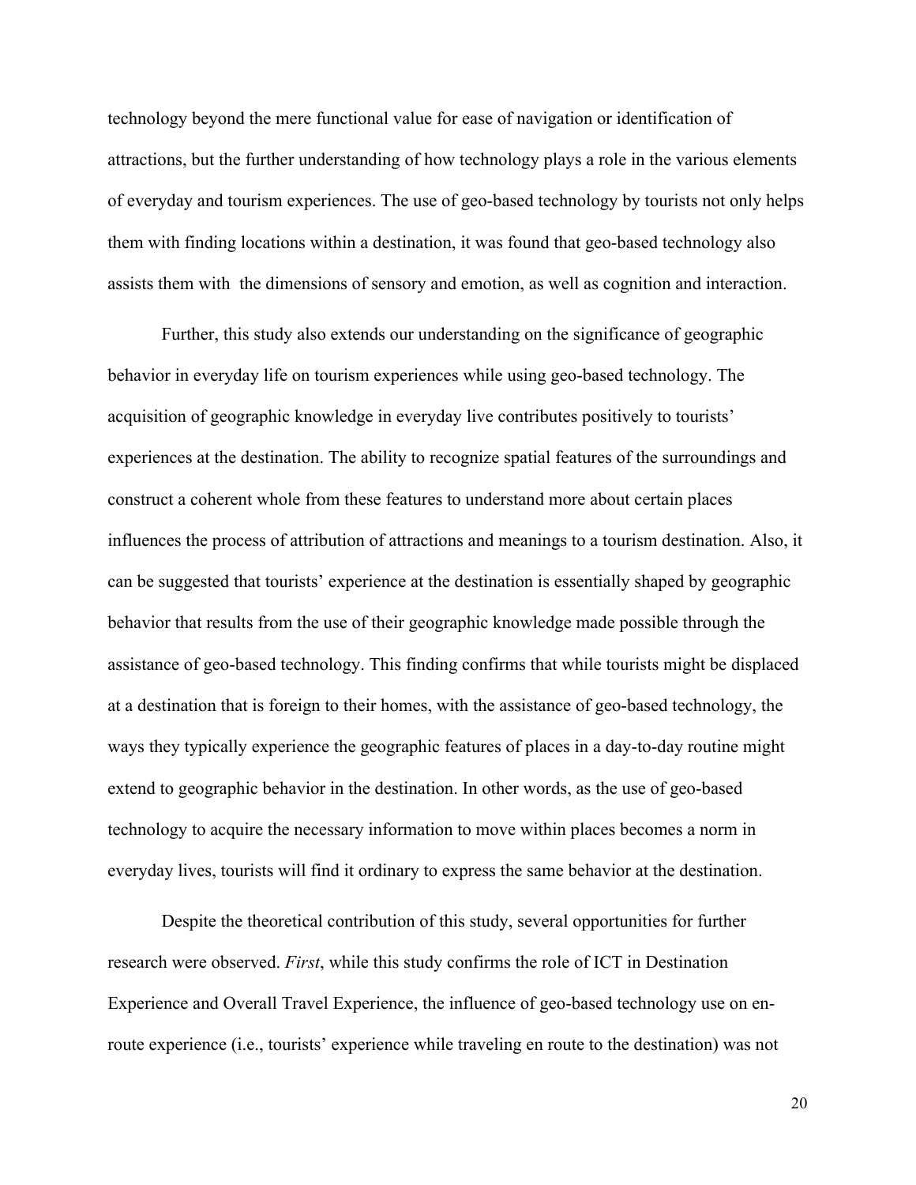technology beyond the mere functional value for ease of navigation or identification of attractions, but the further understanding of how technology plays a role in the various elements of everyday and tourism experiences. The use of geo-based technology by tourists not only helps them with finding locations within a destination, it was found that geo-based technology also assists them with  the dimensions of sensory and emotion, as well as cognition and interaction.

Further, this study also extends our understanding on the significance of geographic behavior in everyday life on tourism experiences while using geo-based technology. The acquisition of geographic knowledge in everyday live contributes positively to tourists' experiences at the destination. The ability to recognize spatial features of the surroundings and construct a coherent whole from these features to understand more about certain places influences the process of attribution of attractions and meanings to a tourism destination. Also, it can be suggested that tourists' experience at the destination is essentially shaped by geographic behavior that results from the use of their geographic knowledge made possible through the assistance of geo-based technology. This finding confirms that while tourists might be displaced at a destination that is foreign to their homes, with the assistance of geo-based technology, the ways they typically experience the geographic features of places in a day-to-day routine might extend to geographic behavior in the destination. In other words, as the use of geo-based technology to acquire the necessary information to move within places becomes a norm in everyday lives, tourists will find it ordinary to express the same behavior at the destination.

Despite the theoretical contribution of this study, several opportunities for further research were observed. *First*, while this study confirms the role of ICT in Destination Experience and Overall Travel Experience, the influence of geo-based technology use on en-route experience (i.e., tourists' experience while traveling en route to the destination) was not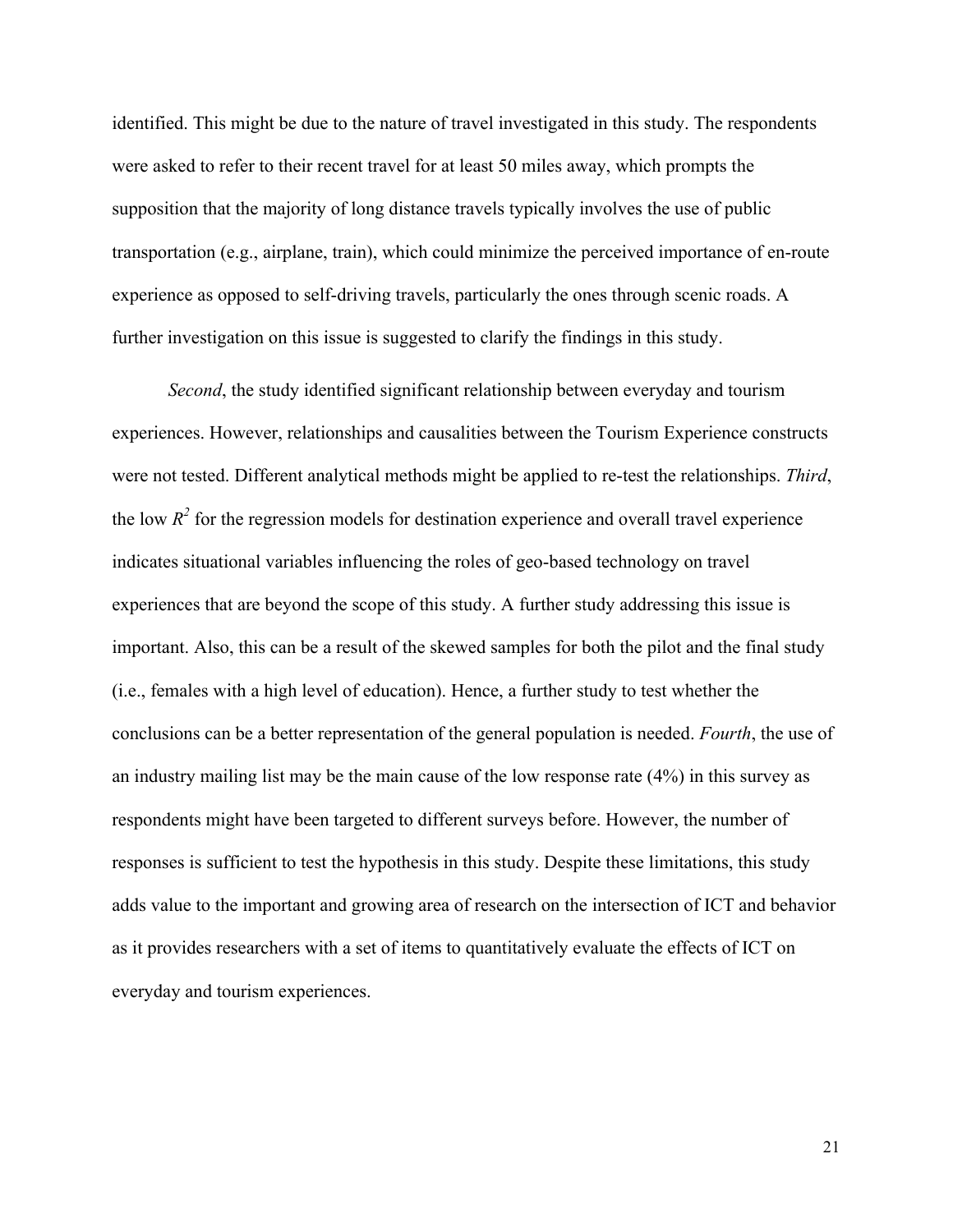identified. This might be due to the nature of travel investigated in this study. The respondents were asked to refer to their recent travel for at least 50 miles away, which prompts the supposition that the majority of long distance travels typically involves the use of public transportation (e.g., airplane, train), which could minimize the perceived importance of en-route experience as opposed to self-driving travels, particularly the ones through scenic roads. A further investigation on this issue is suggested to clarify the findings in this study.

*Second*, the study identified significant relationship between everyday and tourism experiences. However, relationships and causalities between the Tourism Experience constructs were not tested. Different analytical methods might be applied to re-test the relationships. *Third*, the low $R^2$ for the regression models for destination experience and overall travel experience indicates situational variables influencing the roles of geo-based technology on travel experiences that are beyond the scope of this study. A further study addressing this issue is important. Also, this can be a result of the skewed samples for both the pilot and the final study (i.e., females with a high level of education). Hence, a further study to test whether the conclusions can be a better representation of the general population is needed. *Fourth*, the use of an industry mailing list may be the main cause of the low response rate (4%) in this survey as respondents might have been targeted to different surveys before. However, the number of responses is sufficient to test the hypothesis in this study. Despite these limitations, this study adds value to the important and growing area of research on the intersection of ICT and behavior as it provides researchers with a set of items to quantitatively evaluate the effects of ICT on everyday and tourism experiences.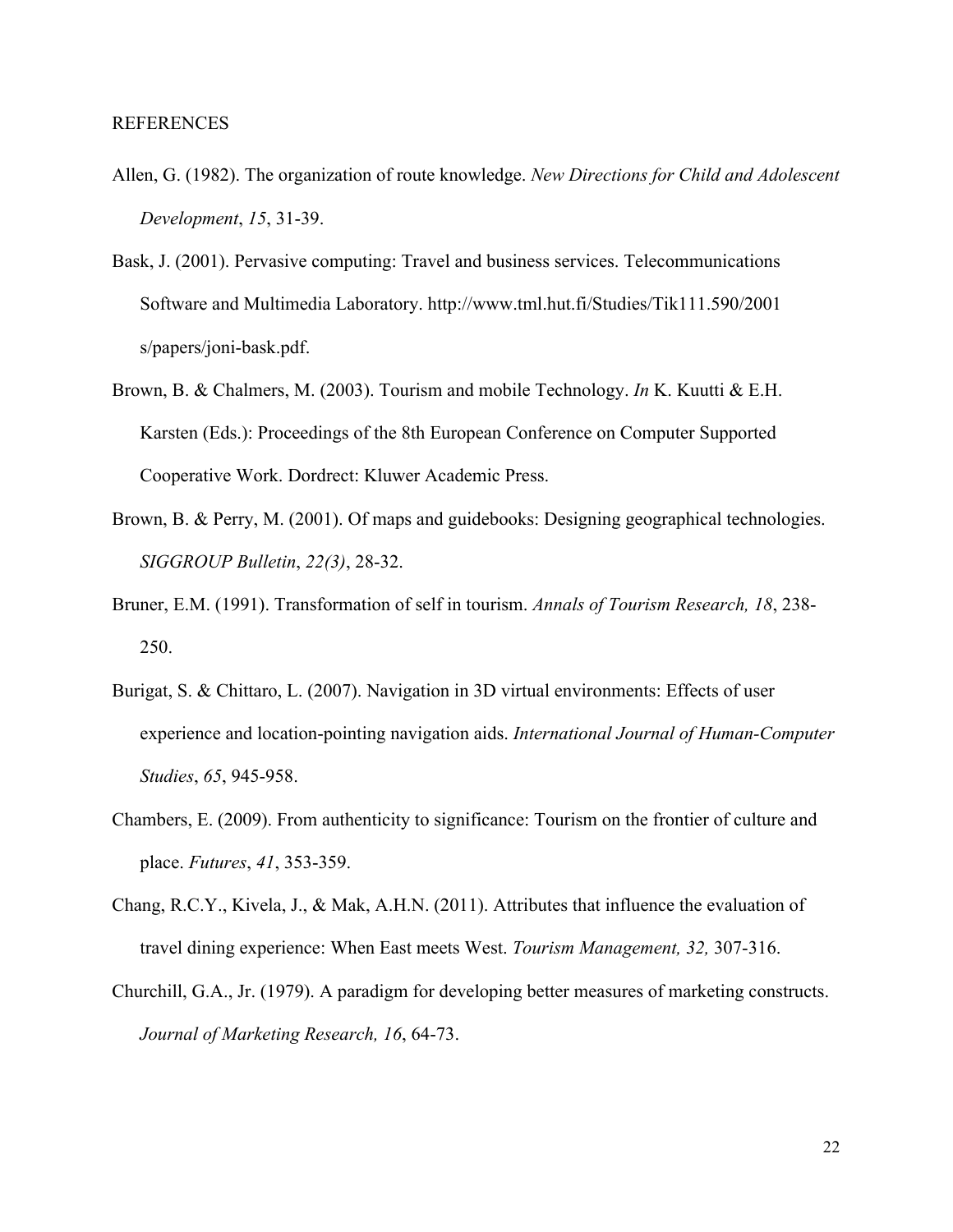REFERENCES

Allen, G. (1982). The organization of route knowledge. *New Directions for Child and Adolescent Development*, *15*, 31-39.

Bask, J. (2001). Pervasive computing: Travel and business services. Telecommunications Software and Multimedia Laboratory. http://www.tml.hut.fi/Studies/Tik111.590/2001s/papers/joni-bask.pdf.

Brown, B. & Chalmers, M. (2003). Tourism and mobile Technology. *In* K. Kuutti & E.H. Karsten (Eds.): Proceedings of the 8th European Conference on Computer Supported Cooperative Work. Dordrect: Kluwer Academic Press.

Brown, B. & Perry, M. (2001). Of maps and guidebooks: Designing geographical technologies. *SIGGROUP Bulletin*, *22(3)*, 28-32.

Bruner, E.M. (1991). Transformation of self in tourism. *Annals of Tourism Research, 18*, 238-250.

Burigat, S. & Chittaro, L. (2007). Navigation in 3D virtual environments: Effects of user experience and location-pointing navigation aids. *International Journal of Human-Computer Studies*, *65*, 945-958.

Chambers, E. (2009). From authenticity to significance: Tourism on the frontier of culture and place. *Futures*, *41*, 353-359.

Chang, R.C.Y., Kivela, J., & Mak, A.H.N. (2011). Attributes that influence the evaluation of travel dining experience: When East meets West. *Tourism Management, 32,* 307-316.

Churchill, G.A., Jr. (1979). A paradigm for developing better measures of marketing constructs. *Journal of Marketing Research, 16*, 64-73.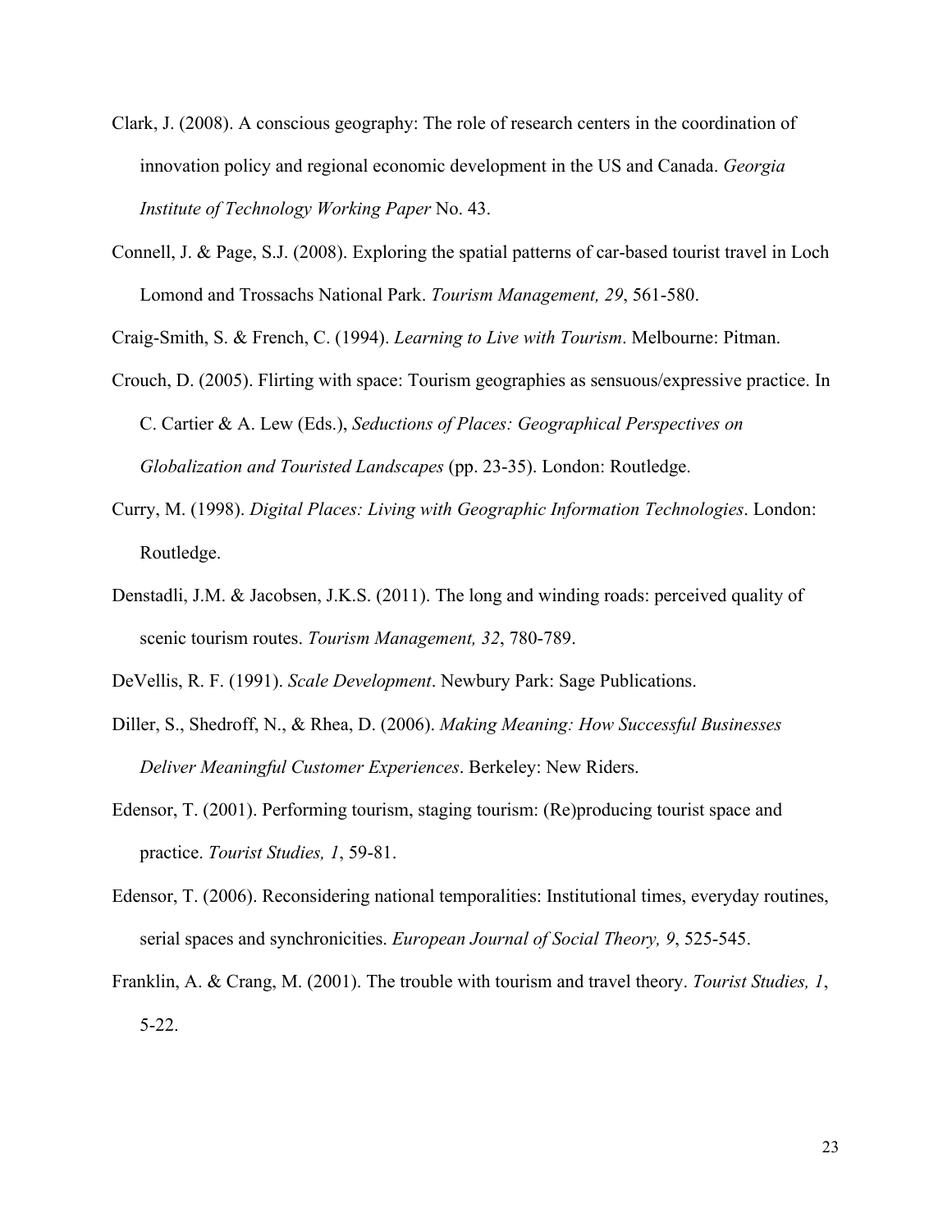Clark, J. (2008). A conscious geography: The role of research centers in the coordination of innovation policy and regional economic development in the US and Canada. *Georgia Institute of Technology Working Paper* No. 43.

Connell, J. & Page, S.J. (2008). Exploring the spatial patterns of car-based tourist travel in Loch Lomond and Trossachs National Park. *Tourism Management, 29*, 561-580.

Craig-Smith, S. & French, C. (1994). *Learning to Live with Tourism*. Melbourne: Pitman.

Crouch, D. (2005). Flirting with space: Tourism geographies as sensuous/expressive practice. In C. Cartier & A. Lew (Eds.), *Seductions of Places: Geographical Perspectives on Globalization and Touristed Landscapes* (pp. 23-35). London: Routledge.

Curry, M. (1998). *Digital Places: Living with Geographic Information Technologies*. London: Routledge.

Denstadli, J.M. & Jacobsen, J.K.S. (2011). The long and winding roads: perceived quality of scenic tourism routes. *Tourism Management, 32*, 780-789.

DeVellis, R. F. (1991). *Scale Development*. Newbury Park: Sage Publications.

Diller, S., Shedroff, N., & Rhea, D. (2006). *Making Meaning: How Successful Businesses Deliver Meaningful Customer Experiences*. Berkeley: New Riders.

Edensor, T. (2001). Performing tourism, staging tourism: (Re)producing tourist space and practice. *Tourist Studies, 1*, 59-81.

Edensor, T. (2006). Reconsidering national temporalities: Institutional times, everyday routines, serial spaces and synchronicities. *European Journal of Social Theory, 9*, 525-545.

Franklin, A. & Crang, M. (2001). The trouble with tourism and travel theory. *Tourist Studies, 1*, 5-22.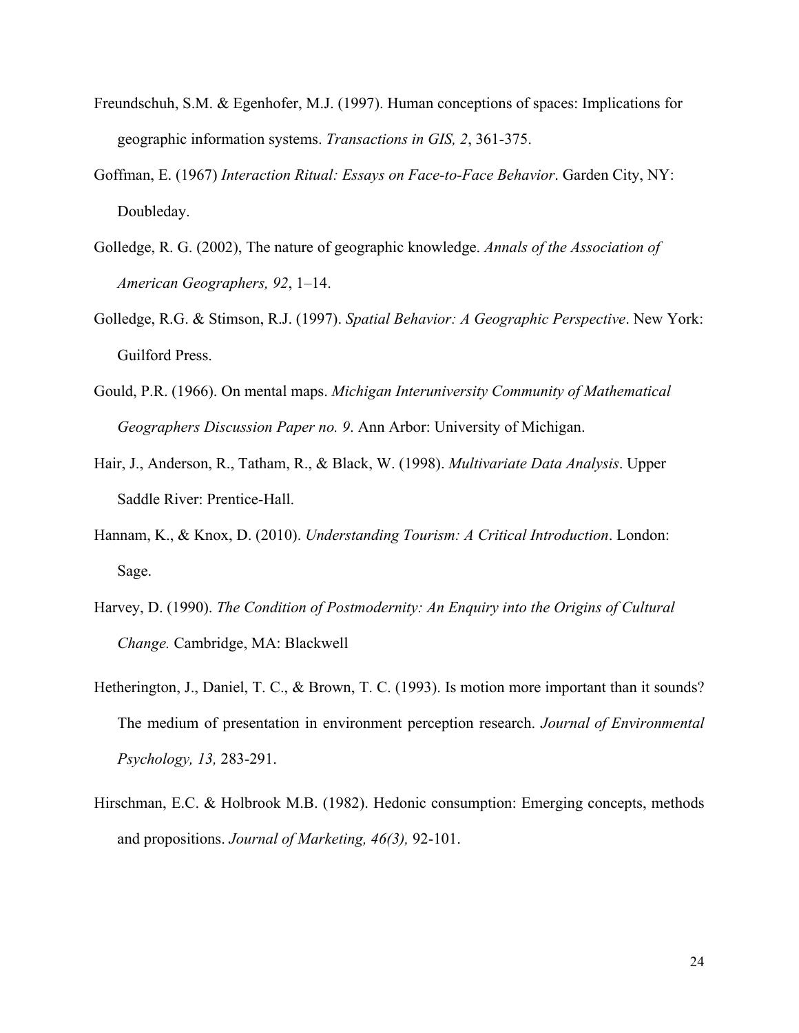Freundschuh, S.M. & Egenhofer, M.J. (1997). Human conceptions of spaces: Implications for geographic information systems. *Transactions in GIS, 2*, 361-375.

Goffman, E. (1967) *Interaction Ritual: Essays on Face-to-Face Behavior*. Garden City, NY: Doubleday.

Golledge, R. G. (2002), The nature of geographic knowledge. *Annals of the Association of American Geographers, 92*, 1–14.

Golledge, R.G. & Stimson, R.J. (1997). *Spatial Behavior: A Geographic Perspective*. New York: Guilford Press.

Gould, P.R. (1966). On mental maps. *Michigan Interuniversity Community of Mathematical Geographers Discussion Paper no. 9*. Ann Arbor: University of Michigan.

Hair, J., Anderson, R., Tatham, R., & Black, W. (1998). *Multivariate Data Analysis*. Upper Saddle River: Prentice-Hall.

Hannam, K., & Knox, D. (2010). *Understanding Tourism: A Critical Introduction*. London: Sage.

Harvey, D. (1990). *The Condition of Postmodernity: An Enquiry into the Origins of Cultural Change.* Cambridge, MA: Blackwell

Hetherington, J., Daniel, T. C., & Brown, T. C. (1993). Is motion more important than it sounds? The medium of presentation in environment perception research. *Journal of Environmental Psychology, 13,* 283-291.

Hirschman, E.C. & Holbrook M.B. (1982). Hedonic consumption: Emerging concepts, methods and propositions. *Journal of Marketing, 46(3),* 92-101.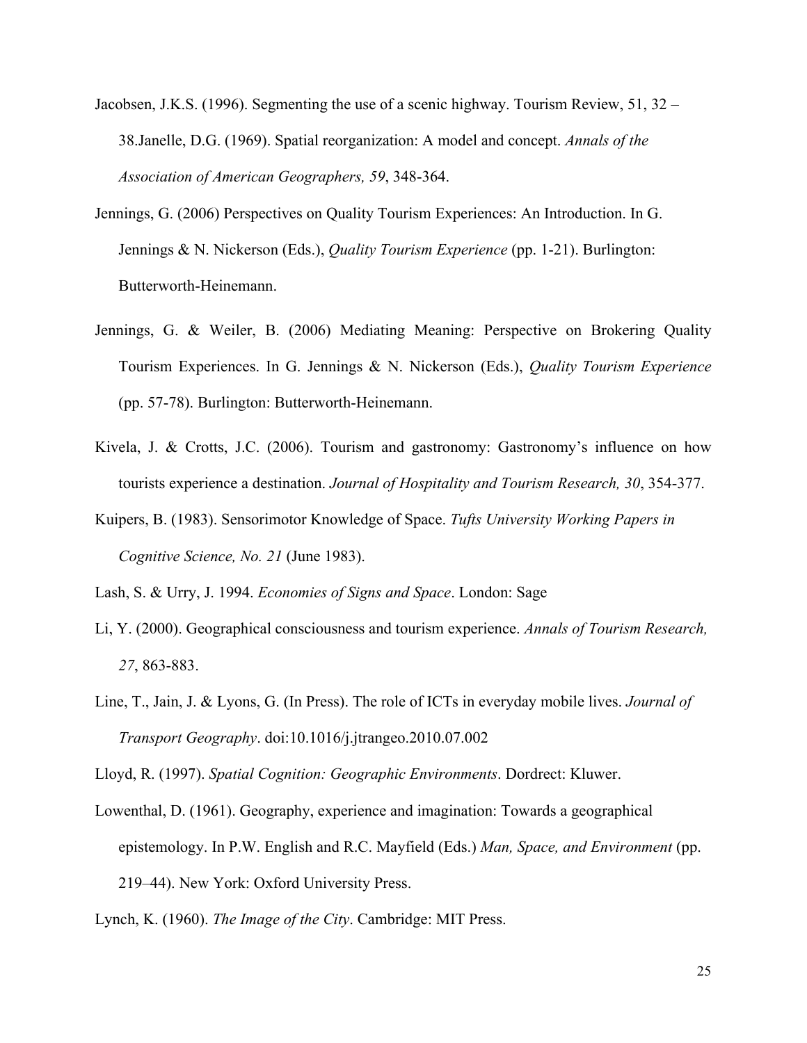Jacobsen, J.K.S. (1996). Segmenting the use of a scenic highway. Tourism Review, 51, 32 – 38.Janelle, D.G. (1969). Spatial reorganization: A model and concept. *Annals of the Association of American Geographers, 59*, 348-364.

Jennings, G. (2006) Perspectives on Quality Tourism Experiences: An Introduction. In G. Jennings & N. Nickerson (Eds.), *Quality Tourism Experience* (pp. 1-21). Burlington: Butterworth-Heinemann.

Jennings, G. & Weiler, B. (2006) Mediating Meaning: Perspective on Brokering Quality Tourism Experiences. In G. Jennings & N. Nickerson (Eds.), *Quality Tourism Experience* (pp. 57-78). Burlington: Butterworth-Heinemann.

Kivela, J. & Crotts, J.C. (2006). Tourism and gastronomy: Gastronomy's influence on how tourists experience a destination. *Journal of Hospitality and Tourism Research, 30*, 354-377.

Kuipers, B. (1983). Sensorimotor Knowledge of Space. *Tufts University Working Papers in Cognitive Science, No. 21* (June 1983).

Lash, S. & Urry, J. 1994. *Economies of Signs and Space*. London: Sage

Li, Y. (2000). Geographical consciousness and tourism experience. *Annals of Tourism Research, 27*, 863-883.

Line, T., Jain, J. & Lyons, G. (In Press). The role of ICTs in everyday mobile lives. *Journal of Transport Geography*. doi:10.1016/j.jtrangeo.2010.07.002

Lloyd, R. (1997). *Spatial Cognition: Geographic Environments*. Dordrect: Kluwer.

Lowenthal, D. (1961). Geography, experience and imagination: Towards a geographical epistemology. In P.W. English and R.C. Mayfield (Eds.) *Man, Space, and Environment* (pp. 219–44). New York: Oxford University Press.

Lynch, K. (1960). *The Image of the City*. Cambridge: MIT Press.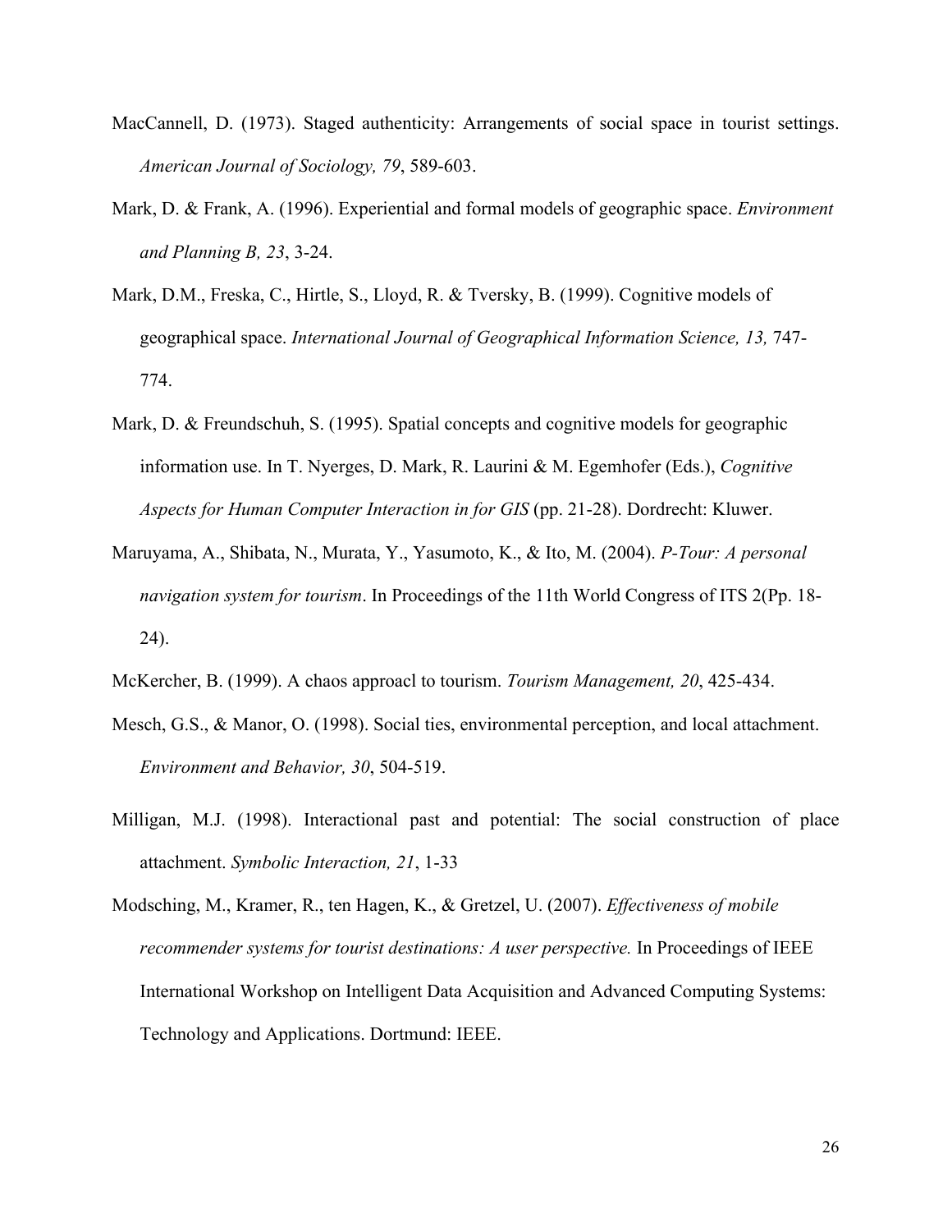MacCannell, D. (1973). Staged authenticity: Arrangements of social space in tourist settings. *American Journal of Sociology, 79*, 589-603.

Mark, D. & Frank, A. (1996). Experiential and formal models of geographic space. *Environment and Planning B, 23*, 3-24.

Mark, D.M., Freska, C., Hirtle, S., Lloyd, R. & Tversky, B. (1999). Cognitive models of geographical space. *International Journal of Geographical Information Science, 13,* 747-774.

Mark, D. & Freundschuh, S. (1995). Spatial concepts and cognitive models for geographic information use. In T. Nyerges, D. Mark, R. Laurini & M. Egemhofer (Eds.), *Cognitive Aspects for Human Computer Interaction in for GIS* (pp. 21-28). Dordrecht: Kluwer.

Maruyama, A., Shibata, N., Murata, Y., Yasumoto, K., & Ito, M. (2004). *P-Tour: A personal navigation system for tourism*. In Proceedings of the 11th World Congress of ITS 2(Pp. 18-24).

McKercher, B. (1999). A chaos approacl to tourism. *Tourism Management, 20*, 425-434.

Mesch, G.S., & Manor, O. (1998). Social ties, environmental perception, and local attachment. *Environment and Behavior, 30*, 504-519.

Milligan, M.J. (1998). Interactional past and potential: The social construction of place attachment. *Symbolic Interaction, 21*, 1-33

Modsching, M., Kramer, R., ten Hagen, K., & Gretzel, U. (2007). *Effectiveness of mobile recommender systems for tourist destinations: A user perspective.* In Proceedings of IEEE International Workshop on Intelligent Data Acquisition and Advanced Computing Systems: Technology and Applications. Dortmund: IEEE.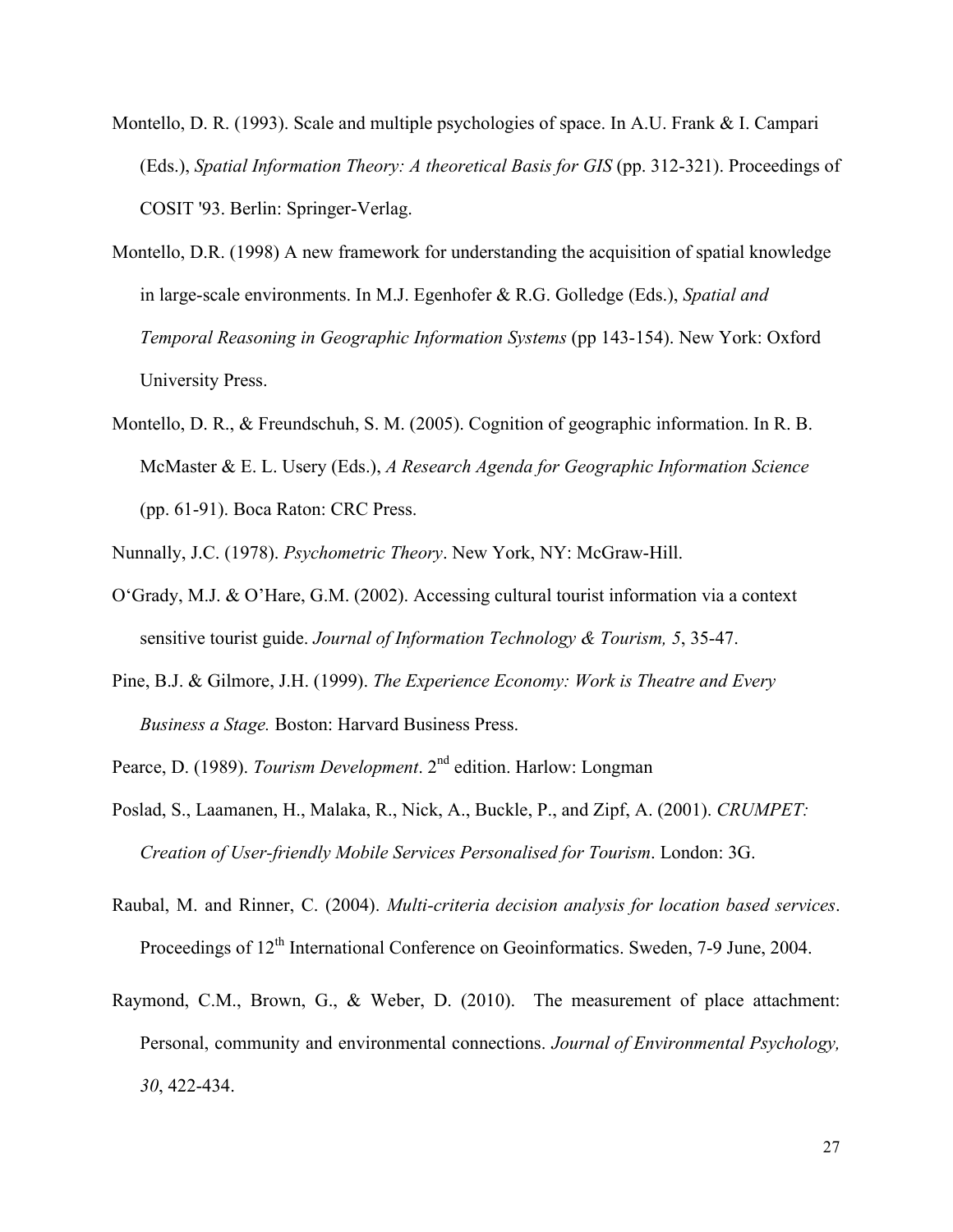Montello, D. R. (1993). Scale and multiple psychologies of space. In A.U. Frank & I. Campari (Eds.), *Spatial Information Theory: A theoretical Basis for GIS* (pp. 312-321). Proceedings of COSIT '93. Berlin: Springer-Verlag.

Montello, D.R. (1998) A new framework for understanding the acquisition of spatial knowledge in large-scale environments. In M.J. Egenhofer & R.G. Golledge (Eds.), *Spatial and Temporal Reasoning in Geographic Information Systems* (pp 143-154). New York: Oxford University Press.

Montello, D. R., & Freundschuh, S. M. (2005). Cognition of geographic information. In R. B. McMaster & E. L. Usery (Eds.), *A Research Agenda for Geographic Information Science* (pp. 61-91). Boca Raton: CRC Press.

Nunnally, J.C. (1978). *Psychometric Theory*. New York, NY: McGraw-Hill.

O'Grady, M.J. & O'Hare, G.M. (2002). Accessing cultural tourist information via a context sensitive tourist guide. *Journal of Information Technology & Tourism, 5*, 35-47.

Pine, B.J. & Gilmore, J.H. (1999). *The Experience Economy: Work is Theatre and Every Business a Stage.* Boston: Harvard Business Press.

Pearce, D. (1989). *Tourism Development*. 2nd edition. Harlow: Longman

Poslad, S., Laamanen, H., Malaka, R., Nick, A., Buckle, P., and Zipf, A. (2001). *CRUMPET: Creation of User-friendly Mobile Services Personalised for Tourism*. London: 3G.

Raubal, M. and Rinner, C. (2004). *Multi-criteria decision analysis for location based services*. Proceedings of 12th International Conference on Geoinformatics. Sweden, 7-9 June, 2004.

Raymond, C.M., Brown, G., & Weber, D. (2010). The measurement of place attachment: Personal, community and environmental connections. *Journal of Environmental Psychology, 30*, 422-434.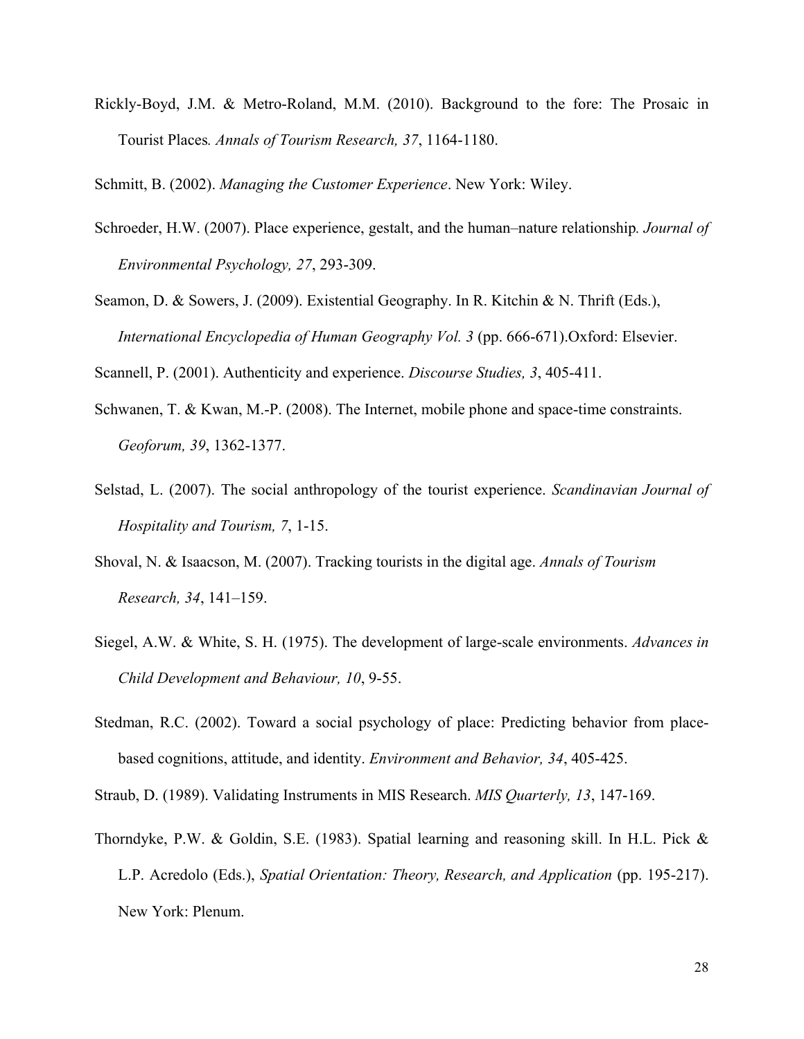Rickly-Boyd, J.M. & Metro-Roland, M.M. (2010). Background to the fore: The Prosaic in Tourist Places*. Annals of Tourism Research, 37*, 1164-1180.

Schmitt, B. (2002). *Managing the Customer Experience*. New York: Wiley.

Schroeder, H.W. (2007). Place experience, gestalt, and the human–nature relationship*. Journal of Environmental Psychology, 27*, 293-309.

Seamon, D. & Sowers, J. (2009). Existential Geography. In R. Kitchin & N. Thrift (Eds.), *International Encyclopedia of Human Geography Vol. 3* (pp. 666-671).Oxford: Elsevier.

Scannell, P. (2001). Authenticity and experience. *Discourse Studies, 3*, 405-411.

Schwanen, T. & Kwan, M.-P. (2008). The Internet, mobile phone and space-time constraints. *Geoforum, 39*, 1362-1377.

Selstad, L. (2007). The social anthropology of the tourist experience. *Scandinavian Journal of Hospitality and Tourism, 7*, 1-15.

Shoval, N. & Isaacson, M. (2007). Tracking tourists in the digital age. *Annals of Tourism Research, 34*, 141–159.

Siegel, A.W. & White, S. H. (1975). The development of large-scale environments. *Advances in Child Development and Behaviour, 10*, 9-55.

Stedman, R.C. (2002). Toward a social psychology of place: Predicting behavior from place-based cognitions, attitude, and identity. *Environment and Behavior, 34*, 405-425.

Straub, D. (1989). Validating Instruments in MIS Research. *MIS Quarterly, 13*, 147-169.

Thorndyke, P.W. & Goldin, S.E. (1983). Spatial learning and reasoning skill. In H.L. Pick & L.P. Acredolo (Eds.), *Spatial Orientation: Theory, Research, and Application* (pp. 195-217). New York: Plenum.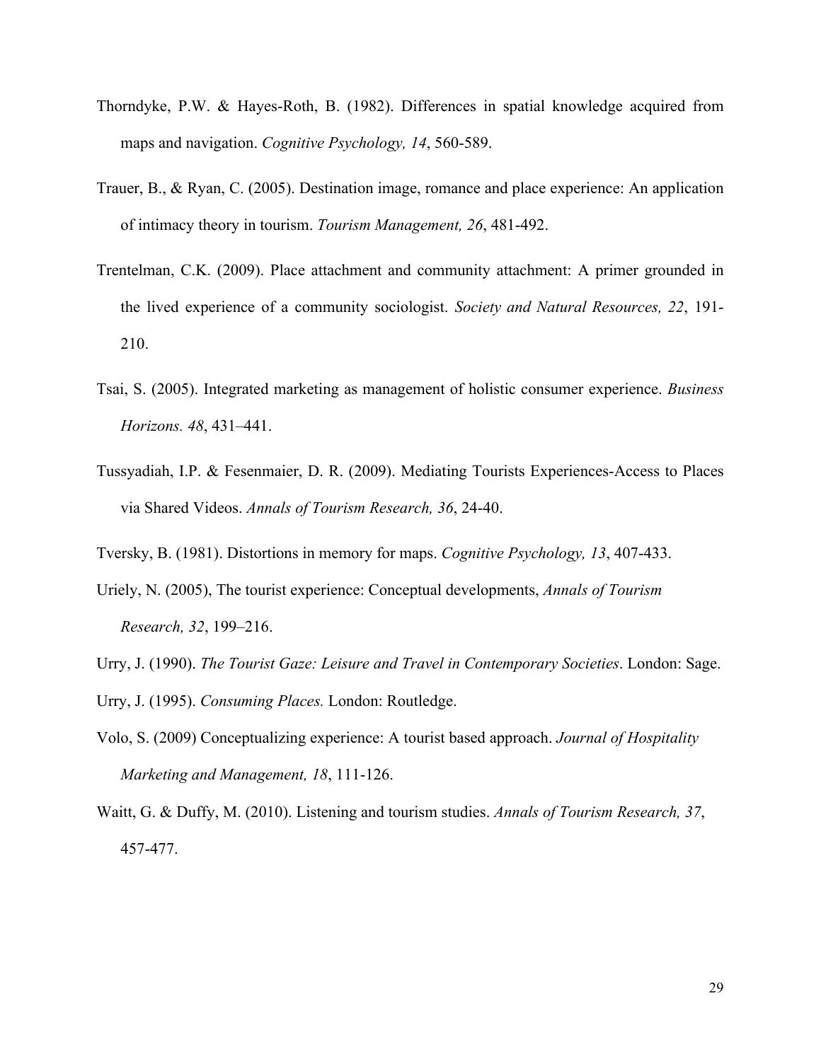Thorndyke, P.W. & Hayes-Roth, B. (1982). Differences in spatial knowledge acquired from maps and navigation. *Cognitive Psychology, 14*, 560-589.

Trauer, B., & Ryan, C. (2005). Destination image, romance and place experience: An application of intimacy theory in tourism. *Tourism Management, 26*, 481-492.

Trentelman, C.K. (2009). Place attachment and community attachment: A primer grounded in the lived experience of a community sociologist. *Society and Natural Resources, 22*, 191-210.

Tsai, S. (2005). Integrated marketing as management of holistic consumer experience. *Business Horizons. 48*, 431–441.

Tussyadiah, I.P. & Fesenmaier, D. R. (2009). Mediating Tourists Experiences-Access to Places via Shared Videos. *Annals of Tourism Research, 36*, 24-40.

Tversky, B. (1981). Distortions in memory for maps. *Cognitive Psychology, 13*, 407-433.

Uriely, N. (2005), The tourist experience: Conceptual developments, *Annals of Tourism Research, 32*, 199–216.

Urry, J. (1990). *The Tourist Gaze: Leisure and Travel in Contemporary Societies*. London: Sage.

Urry, J. (1995). *Consuming Places.* London: Routledge.

Volo, S. (2009) Conceptualizing experience: A tourist based approach. *Journal of Hospitality Marketing and Management, 18*, 111-126.

Waitt, G. & Duffy, M. (2010). Listening and tourism studies. *Annals of Tourism Research, 37*, 457-477.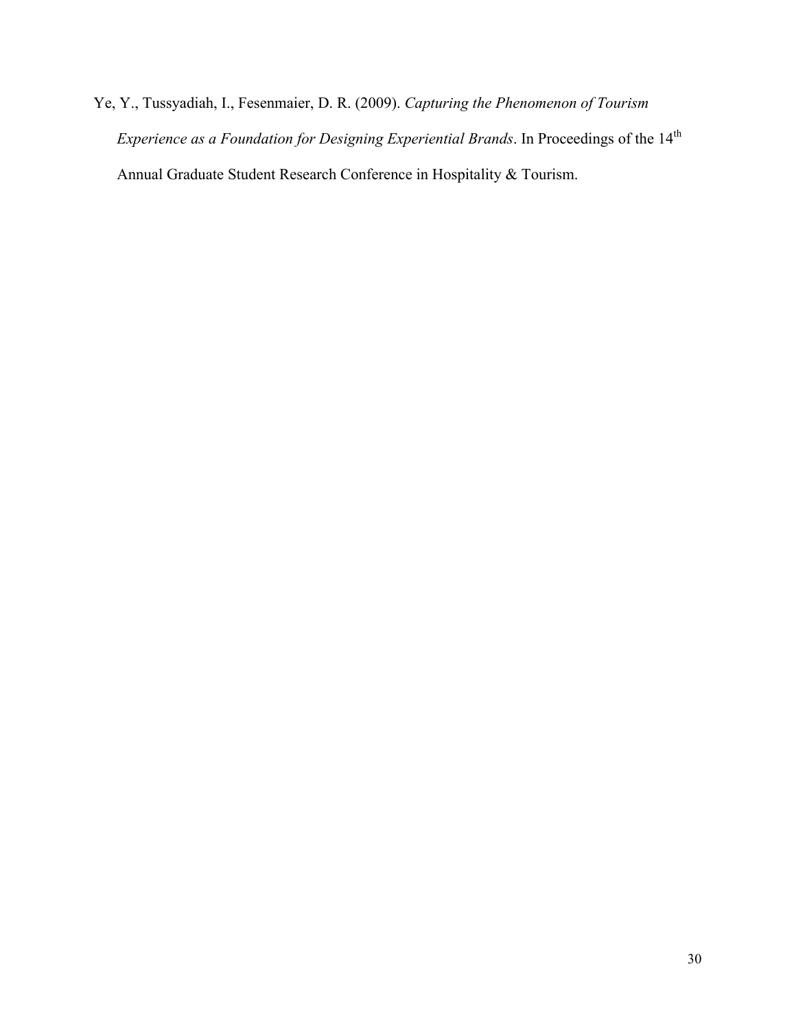Ye, Y., Tussyadiah, I., Fesenmaier, D. R. (2009). *Capturing the Phenomenon of Tourism Experience as a Foundation for Designing Experiential Brands*. In Proceedings of the 14th Annual Graduate Student Research Conference in Hospitality & Tourism.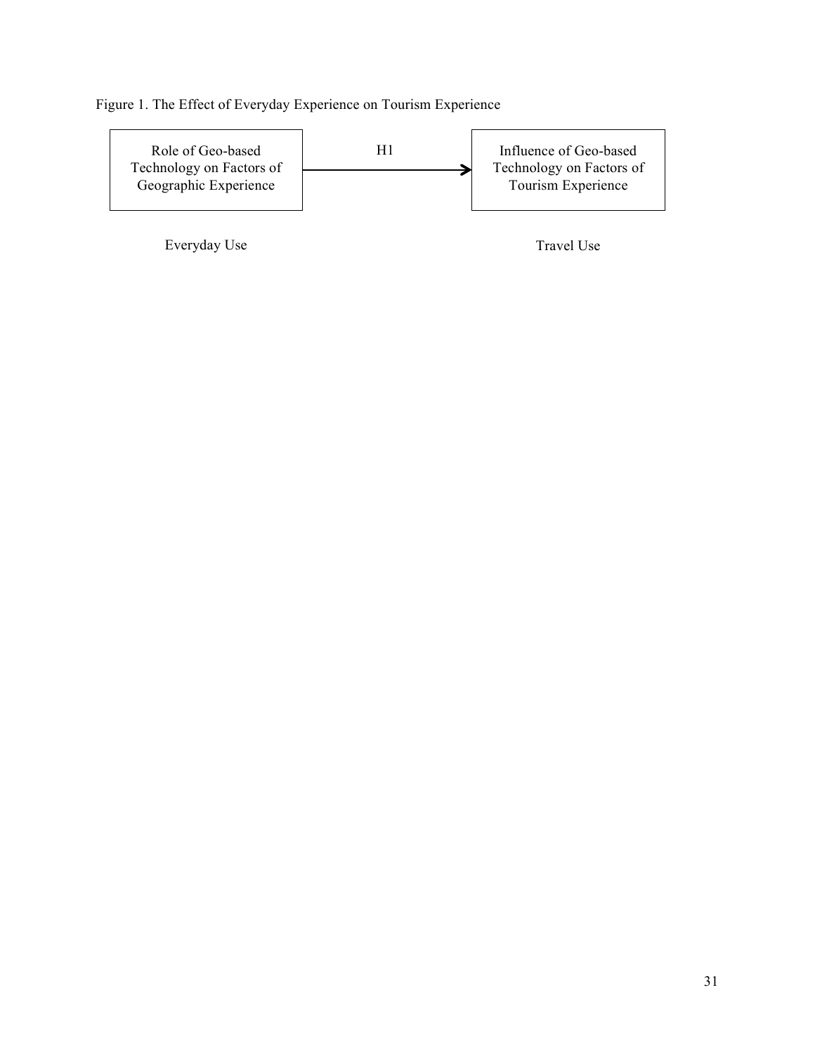Figure 1. The Effect of Everyday Experience on Tourism Experience

Role of Geo-based Technology on Factors of Geographic Experience

H1

Influence of Geo-based Technology on Factors of Tourism Experience

Everyday Use

Travel Use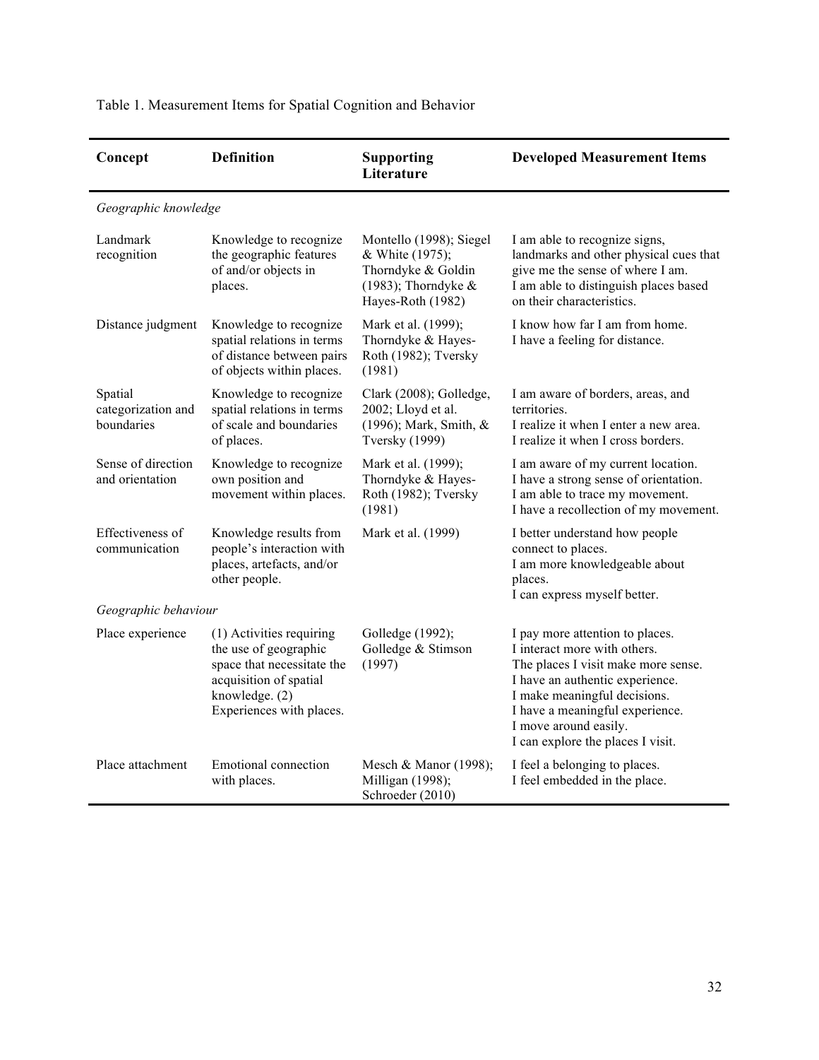Table 1. Measurement Items for Spatial Cognition and Behavior

| Concept | Definition | Supporting Literature | Developed Measurement Items |
|---|---|---|---|
| *Geographic knowledge* | | | |
| Landmark recognition | Knowledge to recognize the geographic features of and/or objects in places. | Montello (1998); Siegel & White (1975); Thorndyke & Goldin (1983); Thorndyke & Hayes-Roth (1982) | I am able to recognize signs, landmarks and other physical cues that give me the sense of where I am. I am able to distinguish places based on their characteristics. |
| Distance judgment | Knowledge to recognize spatial relations in terms of distance between pairs of objects within places. | Mark et al. (1999); Thorndyke & Hayes-Roth (1982); Tversky (1981) | I know how far I am from home. I have a feeling for distance. |
| Spatial categorization and boundaries | Knowledge to recognize spatial relations in terms of scale and boundaries of places. | Clark (2008); Golledge, 2002; Lloyd et al. (1996); Mark, Smith, & Tversky (1999) | I am aware of borders, areas, and territories. I realize it when I enter a new area. I realize it when I cross borders. |
| Sense of direction and orientation | Knowledge to recognize own position and movement within places. | Mark et al. (1999); Thorndyke & Hayes-Roth (1982); Tversky (1981) | I am aware of my current location. I have a strong sense of orientation. I am able to trace my movement. I have a recollection of my movement. |
| Effectiveness of communication | Knowledge results from people's interaction with places, artefacts, and/or other people. | Mark et al. (1999) | I better understand how people connect to places. I am more knowledgeable about places. I can express myself better. |
| *Geographic behaviour* | | | |
| Place experience | (1) Activities requiring the use of geographic space that necessitate the acquisition of spatial knowledge. (2) Experiences with places. | Golledge (1992); Golledge & Stimson (1997) | I pay more attention to places. I interact more with others. The places I visit make more sense. I have an authentic experience. I make meaningful decisions. I have a meaningful experience. I move around easily. I can explore the places I visit. |
| Place attachment | Emotional connection with places. | Mesch & Manor (1998); Milligan (1998); Schroeder (2010) | I feel a belonging to places. I feel embedded in the place. |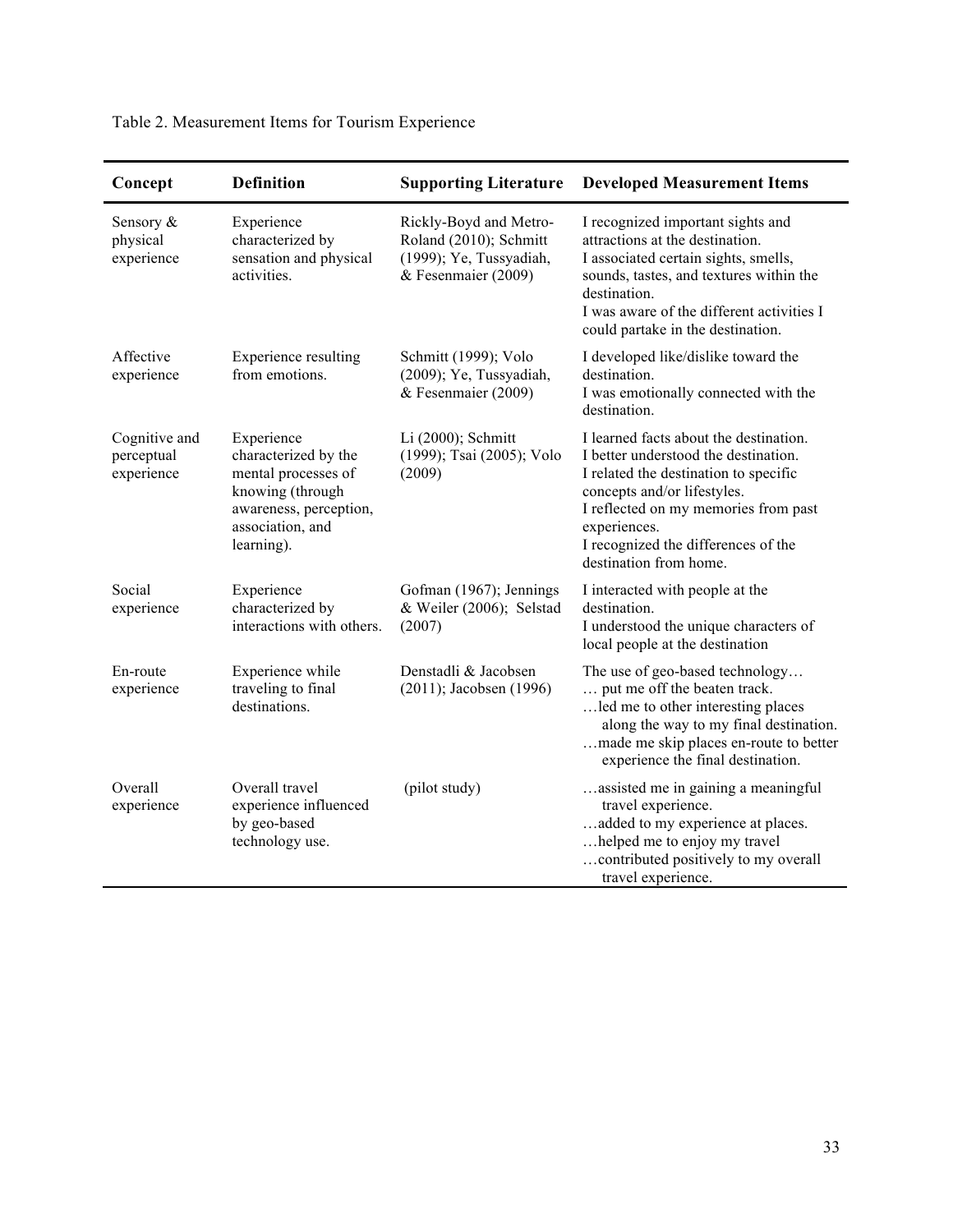Table 2. Measurement Items for Tourism Experience

| Concept | Definition | Supporting Literature | Developed Measurement Items |
|---|---|---|---|
| Sensory & physical experience | Experience characterized by sensation and physical activities. | Rickly-Boyd and Metro-Roland (2010); Schmitt (1999); Ye, Tussyadiah, & Fesenmaier (2009) | I recognized important sights and attractions at the destination.<br>I associated certain sights, smells, sounds, tastes, and textures within the destination.<br>I was aware of the different activities I could partake in the destination. |
| Affective experience | Experience resulting from emotions. | Schmitt (1999); Volo (2009); Ye, Tussyadiah, & Fesenmaier (2009) | I developed like/dislike toward the destination.<br>I was emotionally connected with the destination. |
| Cognitive and perceptual experience | Experience characterized by the mental processes of knowing (through awareness, perception, association, and learning). | Li (2000); Schmitt (1999); Tsai (2005); Volo (2009) | I learned facts about the destination.<br>I better understood the destination.<br>I related the destination to specific concepts and/or lifestyles.<br>I reflected on my memories from past experiences.<br>I recognized the differences of the destination from home. |
| Social experience | Experience characterized by interactions with others. | Gofman (1967); Jennings & Weiler (2006); Selstad (2007) | I interacted with people at the destination.<br>I understood the unique characters of local people at the destination |
| En-route experience | Experience while traveling to final destinations. | Denstadli & Jacobsen (2011); Jacobsen (1996) | The use of geo-based technology…<br>… put me off the beaten track.<br>…led me to other interesting places along the way to my final destination.<br>…made me skip places en-route to better experience the final destination. |
| Overall experience | Overall travel experience influenced by geo-based technology use. | (pilot study) | …assisted me in gaining a meaningful travel experience.<br>…added to my experience at places.<br>…helped me to enjoy my travel<br>…contributed positively to my overall travel experience. |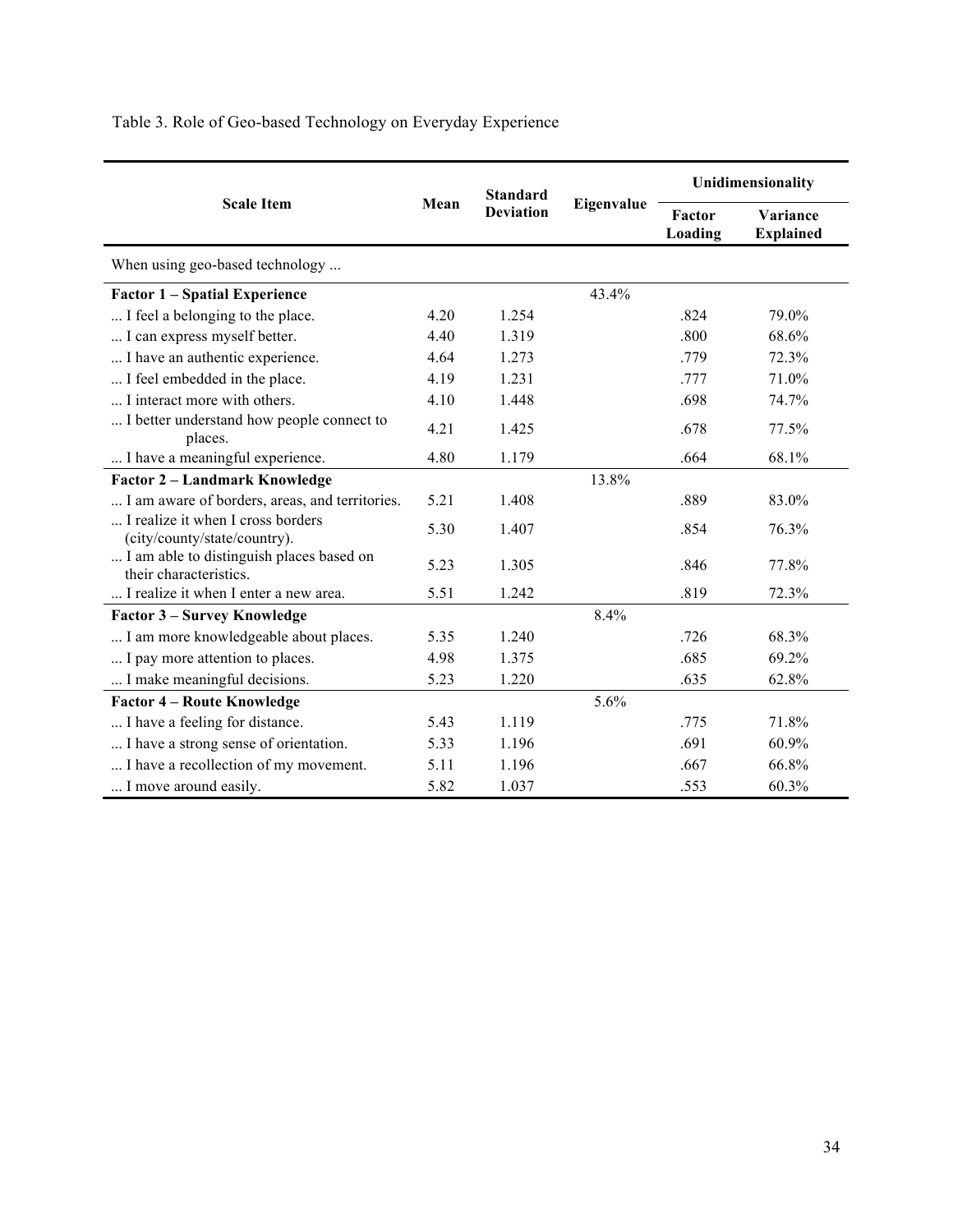Table 3. Role of Geo-based Technology on Everyday Experience

| Scale Item | Mean | Standard Deviation | Eigenvalue | Unidimensionality | |
|---|---|---|---|---|---|
| | | | | Factor Loading | Variance Explained |
| When using geo-based technology ... | | | | | |
| **Factor 1 – Spatial Experience** | | | 43.4% | | |
| ... I feel a belonging to the place. | 4.20 | 1.254 | | .824 | 79.0% |
| ... I can express myself better. | 4.40 | 1.319 | | .800 | 68.6% |
| ... I have an authentic experience. | 4.64 | 1.273 | | .779 | 72.3% |
| ... I feel embedded in the place. | 4.19 | 1.231 | | .777 | 71.0% |
| ... I interact more with others. | 4.10 | 1.448 | | .698 | 74.7% |
| ... I better understand how people connect to places. | 4.21 | 1.425 | | .678 | 77.5% |
| ... I have a meaningful experience. | 4.80 | 1.179 | | .664 | 68.1% |
| **Factor 2 – Landmark Knowledge** | | | 13.8% | | |
| ... I am aware of borders, areas, and territories. | 5.21 | 1.408 | | .889 | 83.0% |
| ... I realize it when I cross borders (city/county/state/country). | 5.30 | 1.407 | | .854 | 76.3% |
| ... I am able to distinguish places based on their characteristics. | 5.23 | 1.305 | | .846 | 77.8% |
| ... I realize it when I enter a new area. | 5.51 | 1.242 | | .819 | 72.3% |
| **Factor 3 – Survey Knowledge** | | | 8.4% | | |
| ... I am more knowledgeable about places. | 5.35 | 1.240 | | .726 | 68.3% |
| ... I pay more attention to places. | 4.98 | 1.375 | | .685 | 69.2% |
| ... I make meaningful decisions. | 5.23 | 1.220 | | .635 | 62.8% |
| **Factor 4 – Route Knowledge** | | | 5.6% | | |
| ... I have a feeling for distance. | 5.43 | 1.119 | | .775 | 71.8% |
| ... I have a strong sense of orientation. | 5.33 | 1.196 | | .691 | 60.9% |
| ... I have a recollection of my movement. | 5.11 | 1.196 | | .667 | 66.8% |
| ... I move around easily. | 5.82 | 1.037 | | .553 | 60.3% |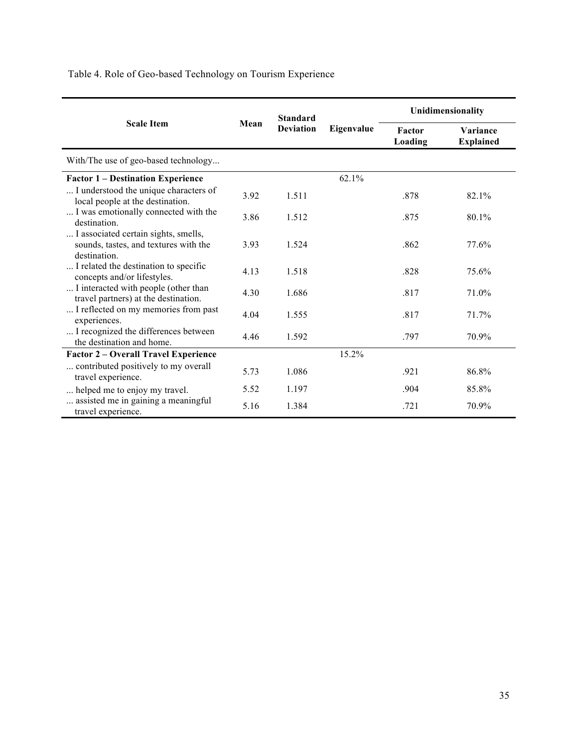Table 4. Role of Geo-based Technology on Tourism Experience

| Scale Item | Mean | Standard Deviation | Eigenvalue | Unidimensionality | |
|---|---|---|---|---|---|
| | | | | Factor Loading | Variance Explained |
| With/The use of geo-based technology... | | | | | |
| **Factor 1 – Destination Experience** | | | 62.1% | | |
| ... I understood the unique characters of local people at the destination. | 3.92 | 1.511 | | .878 | 82.1% |
| ... I was emotionally connected with the destination. | 3.86 | 1.512 | | .875 | 80.1% |
| ... I associated certain sights, smells, sounds, tastes, and textures with the destination. | 3.93 | 1.524 | | .862 | 77.6% |
| ... I related the destination to specific concepts and/or lifestyles. | 4.13 | 1.518 | | .828 | 75.6% |
| ... I interacted with people (other than travel partners) at the destination. | 4.30 | 1.686 | | .817 | 71.0% |
| ... I reflected on my memories from past experiences. | 4.04 | 1.555 | | .817 | 71.7% |
| ... I recognized the differences between the destination and home. | 4.46 | 1.592 | | .797 | 70.9% |
| **Factor 2 – Overall Travel Experience** | | | 15.2% | | |
| ... contributed positively to my overall travel experience. | 5.73 | 1.086 | | .921 | 86.8% |
| ... helped me to enjoy my travel. | 5.52 | 1.197 | | .904 | 85.8% |
| ... assisted me in gaining a meaningful travel experience. | 5.16 | 1.384 | | .721 | 70.9% |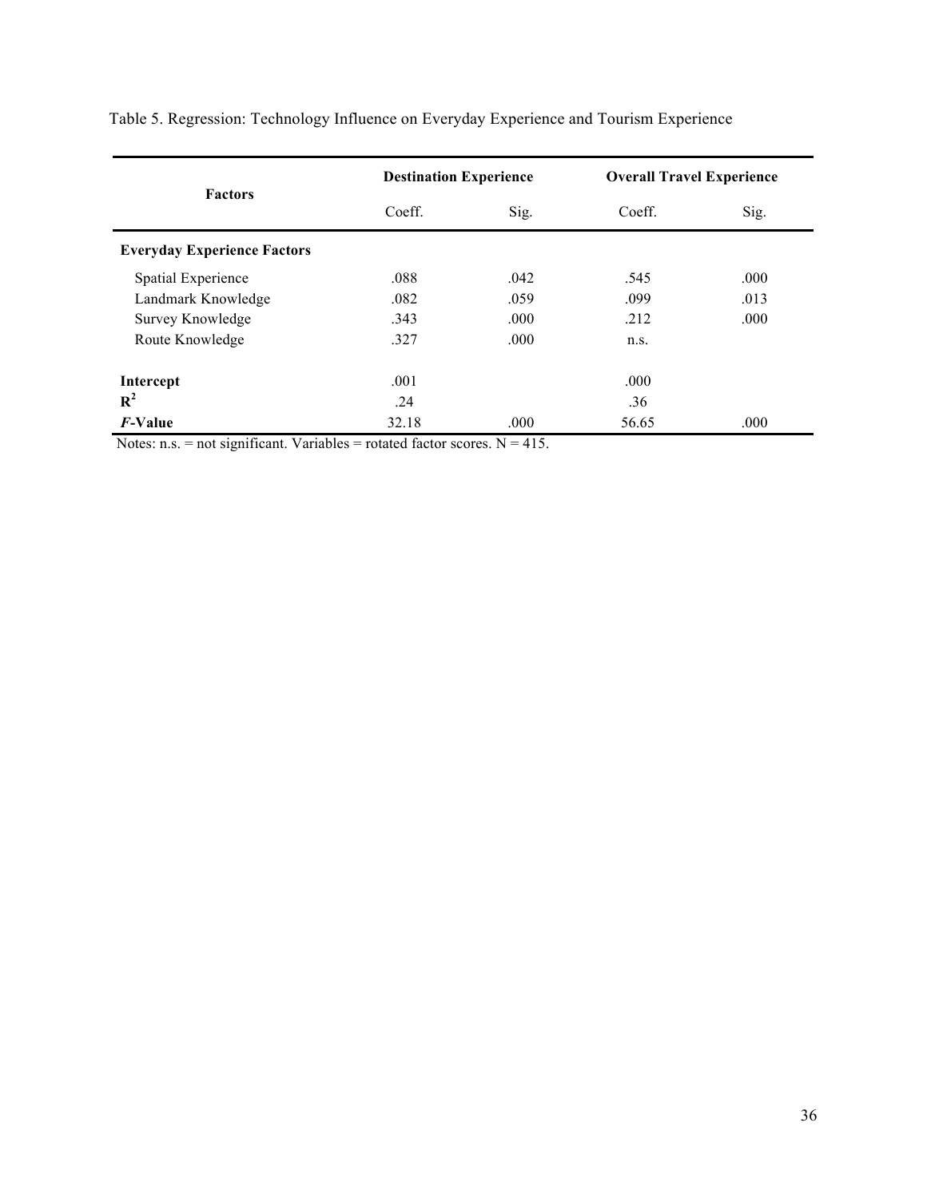Table 5. Regression: Technology Influence on Everyday Experience and Tourism Experience

| Factors | Destination Experience | | Overall Travel Experience | |
|---|---|---|---|---|
| | Coeff. | Sig. | Coeff. | Sig. |
| **Everyday Experience Factors** | | | | |
| Spatial Experience | .088 | .042 | .545 | .000 |
| Landmark Knowledge | .082 | .059 | .099 | .013 |
| Survey Knowledge | .343 | .000 | .212 | .000 |
| Route Knowledge | .327 | .000 | n.s. | |
| **Intercept** | .001 | | .000 | |
| $\mathbf{R^2}$ | .24 | | .36 | |
| ***F*-Value** | 32.18 | .000 | 56.65 | .000 |

Notes: n.s. = not significant. Variables = rotated factor scores. N = 415.